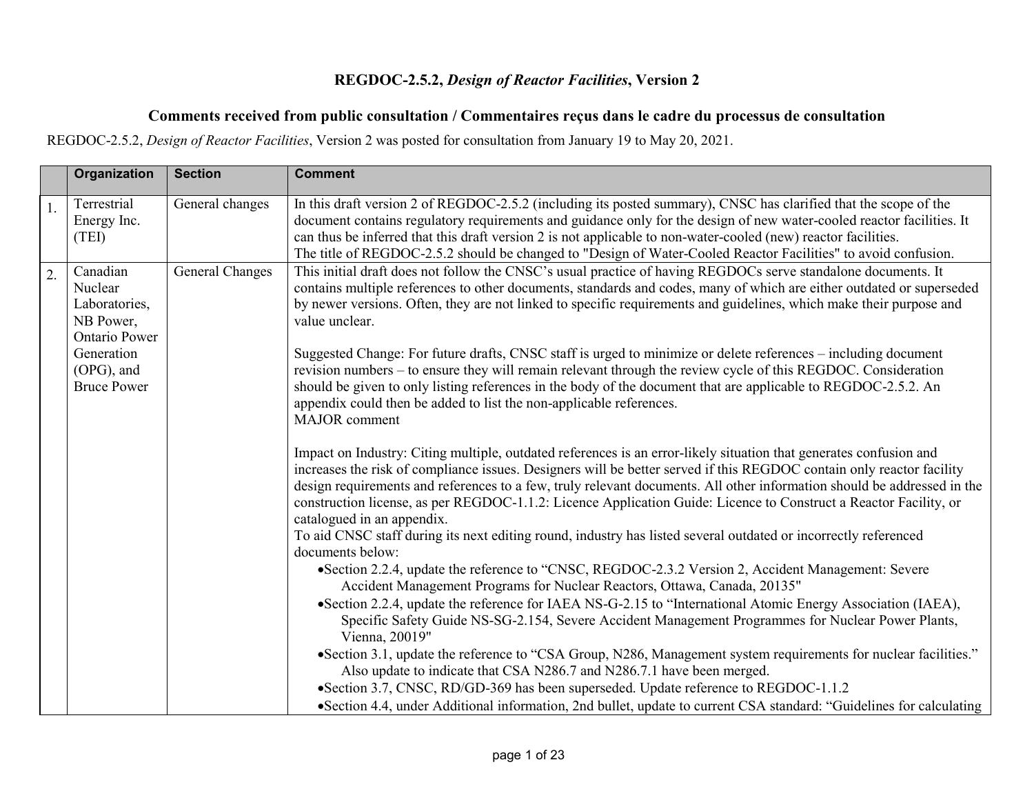# REGDOC-2.5.2, *Design of Reactor Facilities*, Version 2

## Comments received from public consultation / Commentaires reçus dans le cadre du processus de consultation

REGDOC-2.5.2, *Design of Reactor Facilities*, Version 2 was posted for consultation from January 19 to May 20, 2021.

| | Organization | Section | Comment |
|---|---|---|---|
| 1. | Terrestrial Energy Inc. (TEI) | General changes | In this draft version 2 of REGDOC-2.5.2 (including its posted summary), CNSC has clarified that the scope of the document contains regulatory requirements and guidance only for the design of new water-cooled reactor facilities. It can thus be inferred that this draft version 2 is not applicable to non-water-cooled (new) reactor facilities.<br>The title of REGDOC-2.5.2 should be changed to "Design of Water-Cooled Reactor Facilities" to avoid confusion. |
| 2. | Canadian Nuclear Laboratories, NB Power, Ontario Power Generation (OPG), and Bruce Power | General Changes | This initial draft does not follow the CNSC's usual practice of having REGDOCs serve standalone documents. It contains multiple references to other documents, standards and codes, many of which are either outdated or superseded by newer versions. Often, they are not linked to specific requirements and guidelines, which make their purpose and value unclear.<br><br>Suggested Change: For future drafts, CNSC staff is urged to minimize or delete references – including document revision numbers – to ensure they will remain relevant through the review cycle of this REGDOC. Consideration should be given to only listing references in the body of the document that are applicable to REGDOC-2.5.2. An appendix could then be added to list the non-applicable references.<br>MAJOR comment<br><br>Impact on Industry: Citing multiple, outdated references is an error-likely situation that generates confusion and increases the risk of compliance issues. Designers will be better served if this REGDOC contain only reactor facility design requirements and references to a few, truly relevant documents. All other information should be addressed in the construction license, as per REGDOC-1.1.2: Licence Application Guide: Licence to Construct a Reactor Facility, or catalogued in an appendix.<br>To aid CNSC staff during its next editing round, industry has listed several outdated or incorrectly referenced documents below:<br>• Section 2.2.4, update the reference to "CNSC, REGDOC-2.3.2 Version 2, Accident Management: Severe Accident Management Programs for Nuclear Reactors, Ottawa, Canada, 20135"<br>• Section 2.2.4, update the reference for IAEA NS-G-2.15 to "International Atomic Energy Association (IAEA), Specific Safety Guide NS-SG-2.154, Severe Accident Management Programmes for Nuclear Power Plants, Vienna, 20019"<br>• Section 3.1, update the reference to "CSA Group, N286, Management system requirements for nuclear facilities." Also update to indicate that CSA N286.7 and N286.7.1 have been merged.<br>• Section 3.7, CNSC, RD/GD-369 has been superseded. Update reference to REGDOC-1.1.2<br>• Section 4.4, under Additional information, 2nd bullet, update to current CSA standard: "Guidelines for calculating |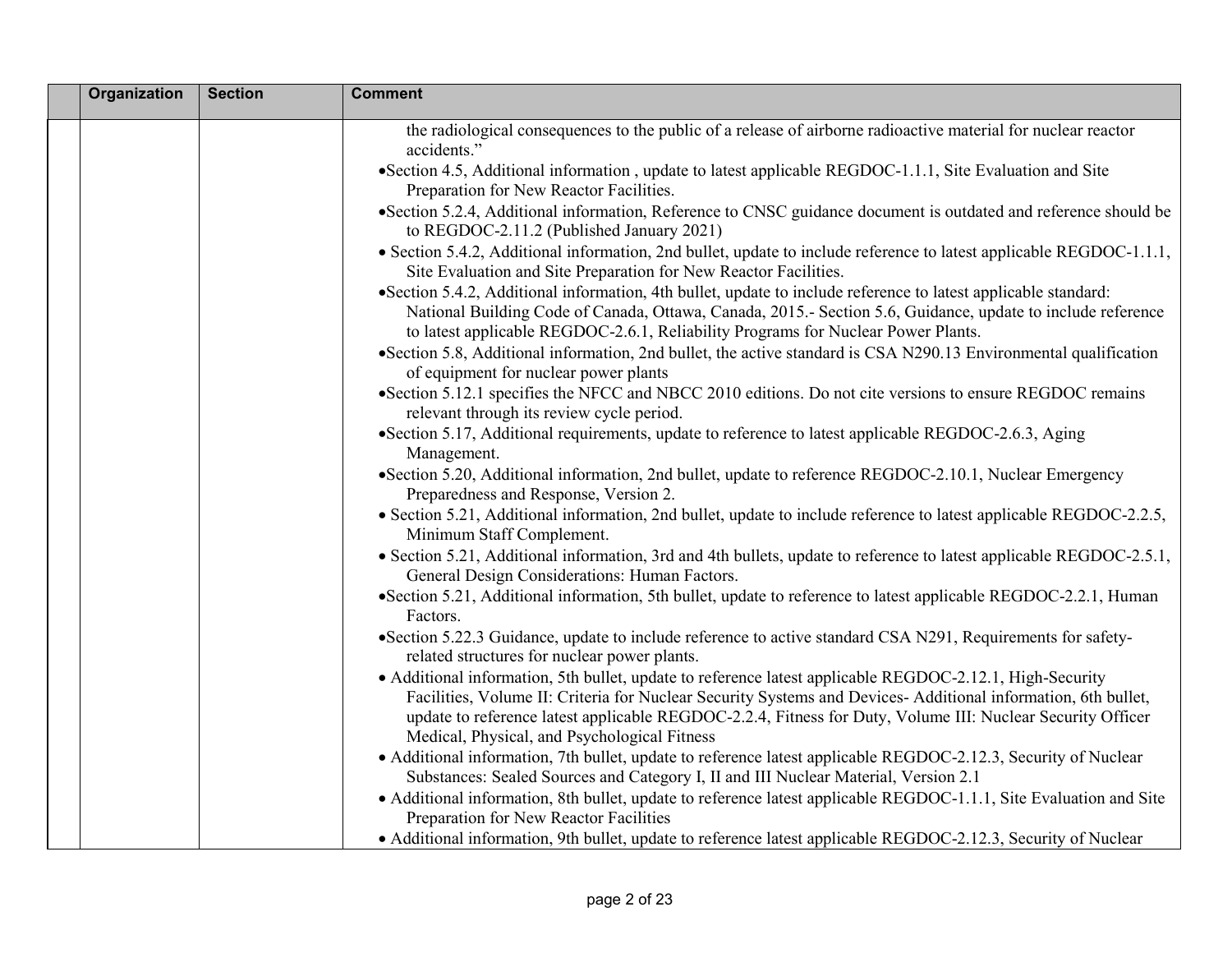| | Organization | Section | Comment |
|---|---|---|---|
| | | | the radiological consequences to the public of a release of airborne radioactive material for nuclear reactor accidents."<br>•Section 4.5, Additional information , update to latest applicable REGDOC-1.1.1, Site Evaluation and Site Preparation for New Reactor Facilities.<br>•Section 5.2.4, Additional information, Reference to CNSC guidance document is outdated and reference should be to REGDOC-2.11.2 (Published January 2021)<br>• Section 5.4.2, Additional information, 2nd bullet, update to include reference to latest applicable REGDOC-1.1.1, Site Evaluation and Site Preparation for New Reactor Facilities.<br>•Section 5.4.2, Additional information, 4th bullet, update to include reference to latest applicable standard: National Building Code of Canada, Ottawa, Canada, 2015.- Section 5.6, Guidance, update to include reference to latest applicable REGDOC-2.6.1, Reliability Programs for Nuclear Power Plants.<br>•Section 5.8, Additional information, 2nd bullet, the active standard is CSA N290.13 Environmental qualification of equipment for nuclear power plants<br>•Section 5.12.1 specifies the NFCC and NBCC 2010 editions. Do not cite versions to ensure REGDOC remains relevant through its review cycle period.<br>•Section 5.17, Additional requirements, update to reference to latest applicable REGDOC-2.6.3, Aging Management.<br>•Section 5.20, Additional information, 2nd bullet, update to reference REGDOC-2.10.1, Nuclear Emergency Preparedness and Response, Version 2.<br>• Section 5.21, Additional information, 2nd bullet, update to include reference to latest applicable REGDOC-2.2.5, Minimum Staff Complement.<br>• Section 5.21, Additional information, 3rd and 4th bullets, update to reference to latest applicable REGDOC-2.5.1, General Design Considerations: Human Factors.<br>•Section 5.21, Additional information, 5th bullet, update to reference to latest applicable REGDOC-2.2.1, Human Factors.<br>•Section 5.22.3 Guidance, update to include reference to active standard CSA N291, Requirements for safety-related structures for nuclear power plants.<br>• Additional information, 5th bullet, update to reference latest applicable REGDOC-2.12.1, High-Security Facilities, Volume II: Criteria for Nuclear Security Systems and Devices- Additional information, 6th bullet, update to reference latest applicable REGDOC-2.2.4, Fitness for Duty, Volume III: Nuclear Security Officer Medical, Physical, and Psychological Fitness<br>• Additional information, 7th bullet, update to reference latest applicable REGDOC-2.12.3, Security of Nuclear Substances: Sealed Sources and Category I, II and III Nuclear Material, Version 2.1<br>• Additional information, 8th bullet, update to reference latest applicable REGDOC-1.1.1, Site Evaluation and Site Preparation for New Reactor Facilities<br>• Additional information, 9th bullet, update to reference latest applicable REGDOC-2.12.3, Security of Nuclear |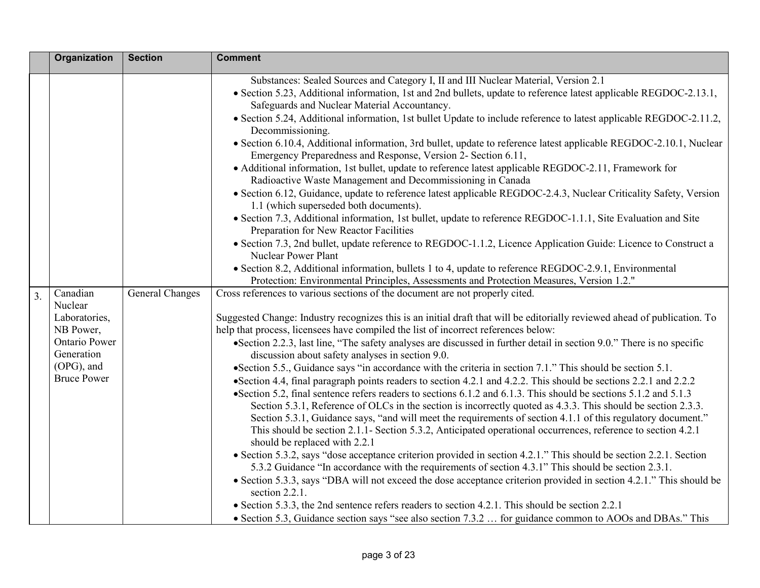| | Organization | Section | Comment |
|---|---|---|---|
| | | | Substances: Sealed Sources and Category I, II and III Nuclear Material, Version 2.1<br>• Section 5.23, Additional information, 1st and 2nd bullets, update to reference latest applicable REGDOC-2.13.1, Safeguards and Nuclear Material Accountancy.<br>• Section 5.24, Additional information, 1st bullet Update to include reference to latest applicable REGDOC-2.11.2, Decommissioning.<br>• Section 6.10.4, Additional information, 3rd bullet, update to reference latest applicable REGDOC-2.10.1, Nuclear Emergency Preparedness and Response, Version 2- Section 6.11,<br>• Additional information, 1st bullet, update to reference latest applicable REGDOC-2.11, Framework for Radioactive Waste Management and Decommissioning in Canada<br>• Section 6.12, Guidance, update to reference latest applicable REGDOC-2.4.3, Nuclear Criticality Safety, Version 1.1 (which superseded both documents).<br>• Section 7.3, Additional information, 1st bullet, update to reference REGDOC-1.1.1, Site Evaluation and Site Preparation for New Reactor Facilities<br>• Section 7.3, 2nd bullet, update reference to REGDOC-1.1.2, Licence Application Guide: Licence to Construct a Nuclear Power Plant<br>• Section 8.2, Additional information, bullets 1 to 4, update to reference REGDOC-2.9.1, Environmental Protection: Environmental Principles, Assessments and Protection Measures, Version 1.2." |
| 3. | Canadian Nuclear Laboratories, NB Power, Ontario Power Generation (OPG), and Bruce Power | General Changes | Cross references to various sections of the document are not properly cited.<br><br>Suggested Change: Industry recognizes this is an initial draft that will be editorially reviewed ahead of publication. To help that process, licensees have compiled the list of incorrect references below:<br>• Section 2.2.3, last line, "The safety analyses are discussed in further detail in section 9.0." There is no specific discussion about safety analyses in section 9.0.<br>• Section 5.5., Guidance says "in accordance with the criteria in section 7.1." This should be section 5.1.<br>• Section 4.4, final paragraph points readers to section 4.2.1 and 4.2.2. This should be sections 2.2.1 and 2.2.2<br>• Section 5.2, final sentence refers readers to sections 6.1.2 and 6.1.3. This should be sections 5.1.2 and 5.1.3 Section 5.3.1, Reference of OLCs in the section is incorrectly quoted as 4.3.3. This should be section 2.3.3. Section 5.3.1, Guidance says, "and will meet the requirements of section 4.1.1 of this regulatory document." This should be section 2.1.1- Section 5.3.2, Anticipated operational occurrences, reference to section 4.2.1 should be replaced with 2.2.1<br>• Section 5.3.2, says "dose acceptance criterion provided in section 4.2.1." This should be section 2.2.1. Section 5.3.2 Guidance "In accordance with the requirements of section 4.3.1" This should be section 2.3.1.<br>• Section 5.3.3, says "DBA will not exceed the dose acceptance criterion provided in section 4.2.1." This should be section 2.2.1.<br>• Section 5.3.3, the 2nd sentence refers readers to section 4.2.1. This should be section 2.2.1<br>• Section 5.3, Guidance section says "see also section 7.3.2 … for guidance common to AOOs and DBAs." This |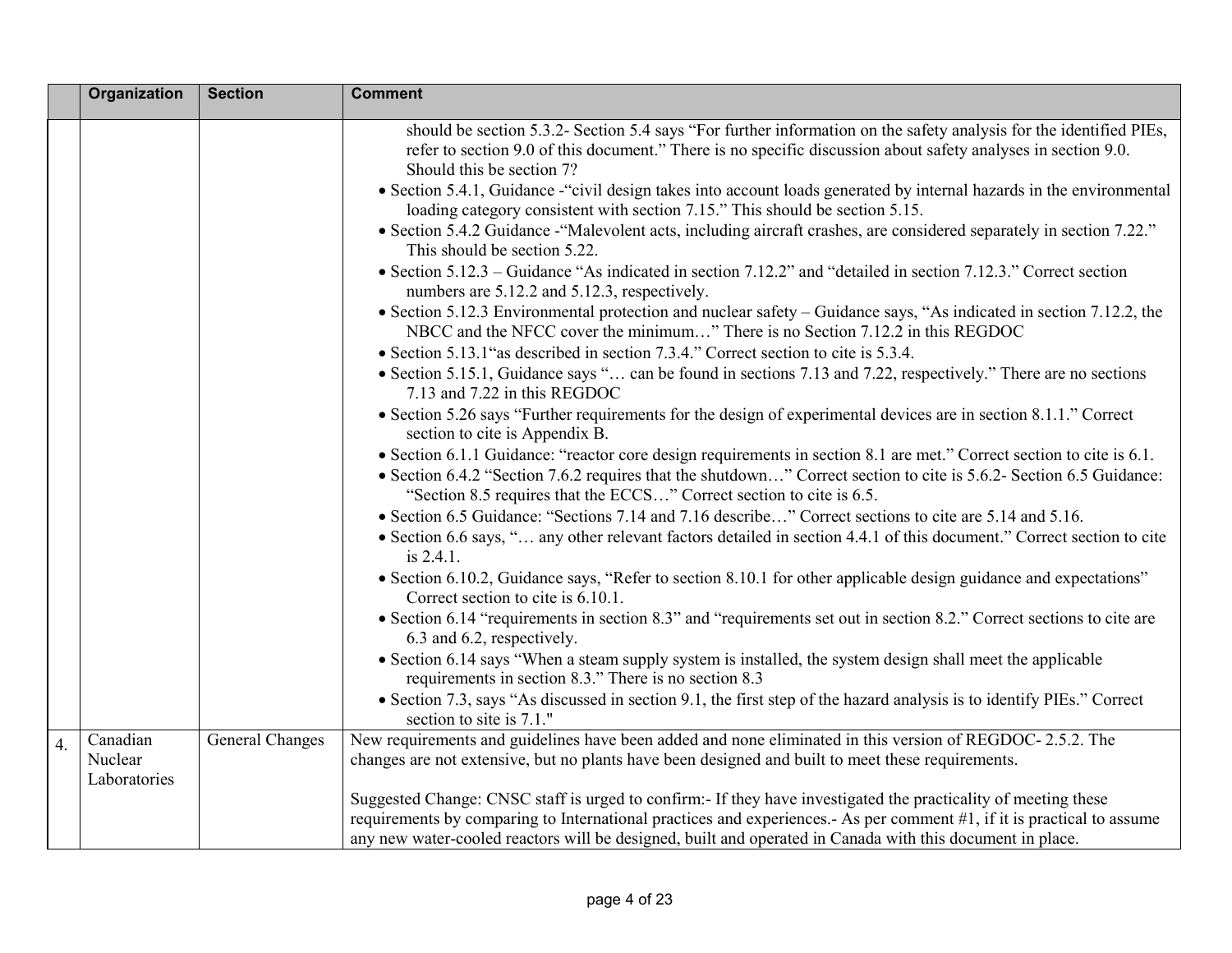| | Organization | Section | Comment |
|---|---|---|---|
| | | | should be section 5.3.2- Section 5.4 says "For further information on the safety analysis for the identified PIEs, refer to section 9.0 of this document." There is no specific discussion about safety analyses in section 9.0. Should this be section 7?<br>• Section 5.4.1, Guidance -"civil design takes into account loads generated by internal hazards in the environmental loading category consistent with section 7.15." This should be section 5.15.<br>• Section 5.4.2 Guidance -"Malevolent acts, including aircraft crashes, are considered separately in section 7.22." This should be section 5.22.<br>• Section 5.12.3 – Guidance "As indicated in section 7.12.2" and "detailed in section 7.12.3." Correct section numbers are 5.12.2 and 5.12.3, respectively.<br>• Section 5.12.3 Environmental protection and nuclear safety – Guidance says, "As indicated in section 7.12.2, the NBCC and the NFCC cover the minimum…" There is no Section 7.12.2 in this REGDOC<br>• Section 5.13.1"as described in section 7.3.4." Correct section to cite is 5.3.4.<br>• Section 5.15.1, Guidance says "… can be found in sections 7.13 and 7.22, respectively." There are no sections 7.13 and 7.22 in this REGDOC<br>• Section 5.26 says "Further requirements for the design of experimental devices are in section 8.1.1." Correct section to cite is Appendix B.<br>• Section 6.1.1 Guidance: "reactor core design requirements in section 8.1 are met." Correct section to cite is 6.1.<br>• Section 6.4.2 "Section 7.6.2 requires that the shutdown…" Correct section to cite is 5.6.2- Section 6.5 Guidance: "Section 8.5 requires that the ECCS…" Correct section to cite is 6.5.<br>• Section 6.5 Guidance: "Sections 7.14 and 7.16 describe…" Correct sections to cite are 5.14 and 5.16.<br>• Section 6.6 says, "… any other relevant factors detailed in section 4.4.1 of this document." Correct section to cite is 2.4.1.<br>• Section 6.10.2, Guidance says, "Refer to section 8.10.1 for other applicable design guidance and expectations" Correct section to cite is 6.10.1.<br>• Section 6.14 "requirements in section 8.3" and "requirements set out in section 8.2." Correct sections to cite are 6.3 and 6.2, respectively.<br>• Section 6.14 says "When a steam supply system is installed, the system design shall meet the applicable requirements in section 8.3." There is no section 8.3<br>• Section 7.3, says "As discussed in section 9.1, the first step of the hazard analysis is to identify PIEs." Correct section to site is 7.1." |
| 4. | Canadian Nuclear Laboratories | General Changes | New requirements and guidelines have been added and none eliminated in this version of REGDOC- 2.5.2. The changes are not extensive, but no plants have been designed and built to meet these requirements.<br><br>Suggested Change: CNSC staff is urged to confirm:- If they have investigated the practicality of meeting these requirements by comparing to International practices and experiences.- As per comment #1, if it is practical to assume any new water-cooled reactors will be designed, built and operated in Canada with this document in place. |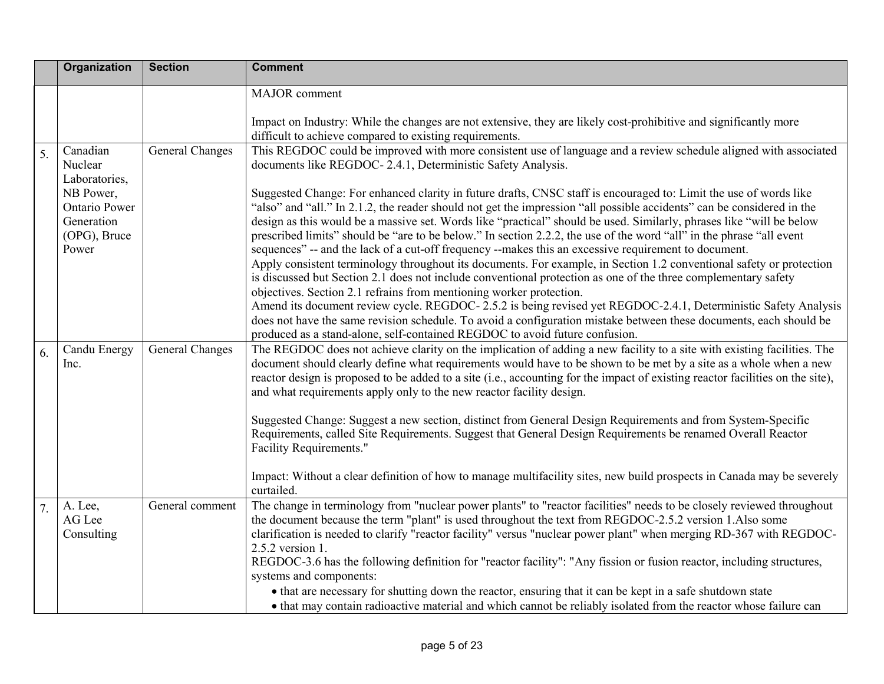| | Organization | Section | Comment |
|---|---|---|---|
| | | | MAJOR comment<br><br>Impact on Industry: While the changes are not extensive, they are likely cost-prohibitive and significantly more difficult to achieve compared to existing requirements. |
| 5. | Canadian Nuclear Laboratories, NB Power, Ontario Power Generation (OPG), Bruce Power | General Changes | This REGDOC could be improved with more consistent use of language and a review schedule aligned with associated documents like REGDOC- 2.4.1, Deterministic Safety Analysis.<br><br>Suggested Change: For enhanced clarity in future drafts, CNSC staff is encouraged to: Limit the use of words like "also" and "all." In 2.1.2, the reader should not get the impression "all possible accidents" can be considered in the design as this would be a massive set. Words like "practical" should be used. Similarly, phrases like "will be below prescribed limits" should be "are to be below." In section 2.2.2, the use of the word "all" in the phrase "all event sequences" -- and the lack of a cut-off frequency --makes this an excessive requirement to document.<br>Apply consistent terminology throughout its documents. For example, in Section 1.2 conventional safety or protection is discussed but Section 2.1 does not include conventional protection as one of the three complementary safety objectives. Section 2.1 refrains from mentioning worker protection.<br>Amend its document review cycle. REGDOC- 2.5.2 is being revised yet REGDOC-2.4.1, Deterministic Safety Analysis does not have the same revision schedule. To avoid a configuration mistake between these documents, each should be produced as a stand-alone, self-contained REGDOC to avoid future confusion. |
| 6. | Candu Energy Inc. | General Changes | The REGDOC does not achieve clarity on the implication of adding a new facility to a site with existing facilities. The document should clearly define what requirements would have to be shown to be met by a site as a whole when a new reactor design is proposed to be added to a site (i.e., accounting for the impact of existing reactor facilities on the site), and what requirements apply only to the new reactor facility design.<br><br>Suggested Change: Suggest a new section, distinct from General Design Requirements and from System-Specific Requirements, called Site Requirements. Suggest that General Design Requirements be renamed Overall Reactor Facility Requirements."<br><br>Impact: Without a clear definition of how to manage multifacility sites, new build prospects in Canada may be severely curtailed. |
| 7. | A. Lee, AG Lee Consulting | General comment | The change in terminology from "nuclear power plants" to "reactor facilities" needs to be closely reviewed throughout the document because the term "plant" is used throughout the text from REGDOC-2.5.2 version 1.Also some clarification is needed to clarify "reactor facility" versus "nuclear power plant" when merging RD-367 with REGDOC-2.5.2 version 1.<br>REGDOC-3.6 has the following definition for "reactor facility": "Any fission or fusion reactor, including structures, systems and components:<br>• that are necessary for shutting down the reactor, ensuring that it can be kept in a safe shutdown state<br>• that may contain radioactive material and which cannot be reliably isolated from the reactor whose failure can |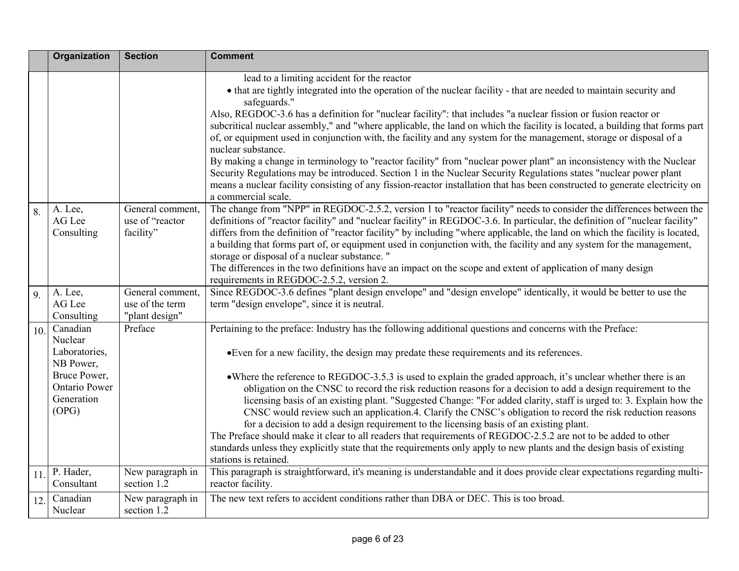| | Organization | Section | Comment |
|---|---|---|---|
| | | | lead to a limiting accident for the reactor<br>• that are tightly integrated into the operation of the nuclear facility - that are needed to maintain security and safeguards."<br>Also, REGDOC-3.6 has a definition for "nuclear facility": that includes "a nuclear fission or fusion reactor or subcritical nuclear assembly," and "where applicable, the land on which the facility is located, a building that forms part of, or equipment used in conjunction with, the facility and any system for the management, storage or disposal of a nuclear substance.<br>By making a change in terminology to "reactor facility" from "nuclear power plant" an inconsistency with the Nuclear Security Regulations may be introduced. Section 1 in the Nuclear Security Regulations states "nuclear power plant means a nuclear facility consisting of any fission-reactor installation that has been constructed to generate electricity on a commercial scale. |
| 8. | A. Lee, AG Lee Consulting | General comment, use of "reactor facility" | The change from "NPP" in REGDOC-2.5.2, version 1 to "reactor facility" needs to consider the differences between the definitions of "reactor facility" and "nuclear facility" in REGDOC-3.6. In particular, the definition of "nuclear facility" differs from the definition of "reactor facility" by including "where applicable, the land on which the facility is located, a building that forms part of, or equipment used in conjunction with, the facility and any system for the management, storage or disposal of a nuclear substance. "<br>The differences in the two definitions have an impact on the scope and extent of application of many design requirements in REGDOC-2.5.2, version 2. |
| 9. | A. Lee, AG Lee Consulting | General comment, use of the term "plant design" | Since REGDOC-3.6 defines "plant design envelope" and "design envelope" identically, it would be better to use the term "design envelope", since it is neutral. |
| 10. | Canadian Nuclear Laboratories, NB Power, Bruce Power, Ontario Power Generation (OPG) | Preface | Pertaining to the preface: Industry has the following additional questions and concerns with the Preface:<br>• Even for a new facility, the design may predate these requirements and its references.<br>• Where the reference to REGDOC-3.5.3 is used to explain the graded approach, it's unclear whether there is an obligation on the CNSC to record the risk reduction reasons for a decision to add a design requirement to the licensing basis of an existing plant. "Suggested Change: "For added clarity, staff is urged to: 3. Explain how the CNSC would review such an application.4. Clarify the CNSC's obligation to record the risk reduction reasons for a decision to add a design requirement to the licensing basis of an existing plant.<br>The Preface should make it clear to all readers that requirements of REGDOC-2.5.2 are not to be added to other standards unless they explicitly state that the requirements only apply to new plants and the design basis of existing stations is retained. |
| 11. | P. Hader, Consultant | New paragraph in section 1.2 | This paragraph is straightforward, it's meaning is understandable and it does provide clear expectations regarding multi-reactor facility. |
| 12. | Canadian Nuclear | New paragraph in section 1.2 | The new text refers to accident conditions rather than DBA or DEC. This is too broad. |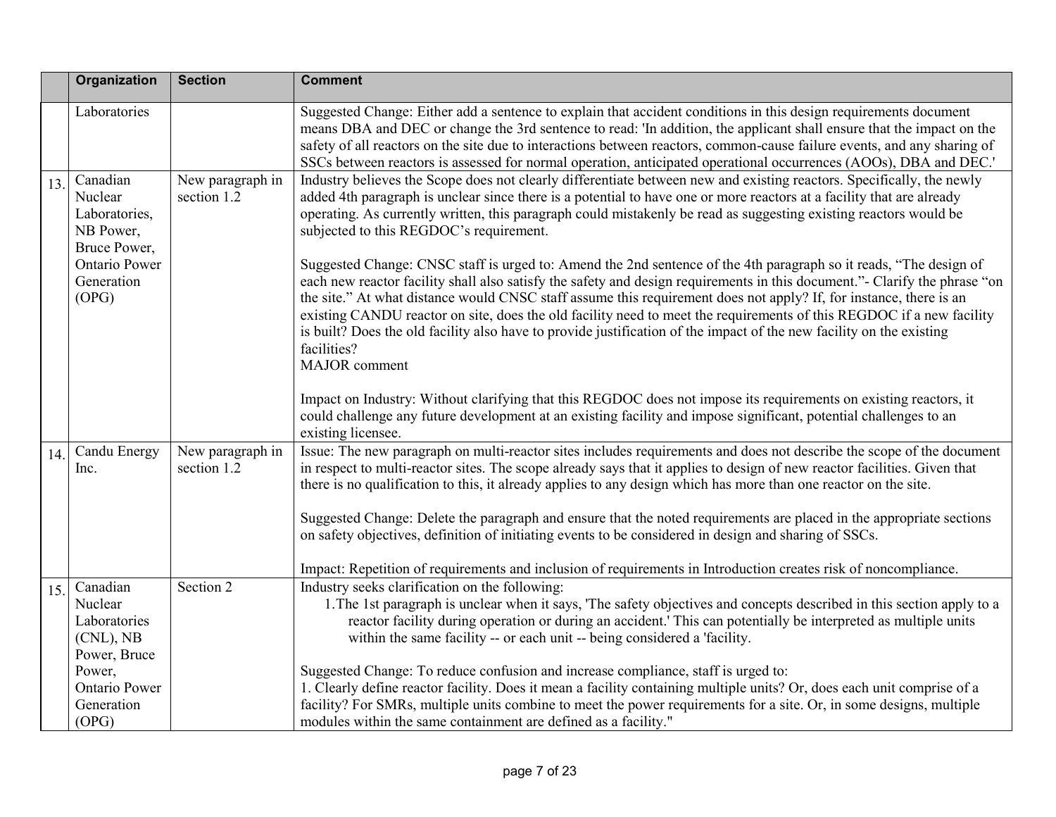|  | Organization | Section | Comment |
| --- | --- | --- | --- |
|  | Laboratories |  | Suggested Change: Either add a sentence to explain that accident conditions in this design requirements document means DBA and DEC or change the 3rd sentence to read: 'In addition, the applicant shall ensure that the impact on the safety of all reactors on the site due to interactions between reactors, common-cause failure events, and any sharing of SSCs between reactors is assessed for normal operation, anticipated operational occurrences (AOOs), DBA and DEC.' |
| 13. | Canadian Nuclear Laboratories, NB Power, Bruce Power, Ontario Power Generation (OPG) | New paragraph in section 1.2 | Industry believes the Scope does not clearly differentiate between new and existing reactors. Specifically, the newly added 4th paragraph is unclear since there is a potential to have one or more reactors at a facility that are already operating. As currently written, this paragraph could mistakenly be read as suggesting existing reactors would be subjected to this REGDOC's requirement.<br><br>Suggested Change: CNSC staff is urged to: Amend the 2nd sentence of the 4th paragraph so it reads, "The design of each new reactor facility shall also satisfy the safety and design requirements in this document."- Clarify the phrase "on the site." At what distance would CNSC staff assume this requirement does not apply? If, for instance, there is an existing CANDU reactor on site, does the old facility need to meet the requirements of this REGDOC if a new facility is built? Does the old facility also have to provide justification of the impact of the new facility on the existing facilities?<br>MAJOR comment<br><br>Impact on Industry: Without clarifying that this REGDOC does not impose its requirements on existing reactors, it could challenge any future development at an existing facility and impose significant, potential challenges to an existing licensee. |
| 14. | Candu Energy Inc. | New paragraph in section 1.2 | Issue: The new paragraph on multi-reactor sites includes requirements and does not describe the scope of the document in respect to multi-reactor sites. The scope already says that it applies to design of new reactor facilities. Given that there is no qualification to this, it already applies to any design which has more than one reactor on the site.<br><br>Suggested Change: Delete the paragraph and ensure that the noted requirements are placed in the appropriate sections on safety objectives, definition of initiating events to be considered in design and sharing of SSCs.<br><br>Impact: Repetition of requirements and inclusion of requirements in Introduction creates risk of noncompliance. |
| 15. | Canadian Nuclear Laboratories (CNL), NB Power, Bruce Power, Ontario Power Generation (OPG) | Section 2 | Industry seeks clarification on the following:<br>1. The 1st paragraph is unclear when it says, 'The safety objectives and concepts described in this section apply to a reactor facility during operation or during an accident.' This can potentially be interpreted as multiple units within the same facility -- or each unit -- being considered a 'facility.<br><br>Suggested Change: To reduce confusion and increase compliance, staff is urged to:<br>1. Clearly define reactor facility. Does it mean a facility containing multiple units? Or, does each unit comprise of a facility? For SMRs, multiple units combine to meet the power requirements for a site. Or, in some designs, multiple modules within the same containment are defined as a facility." |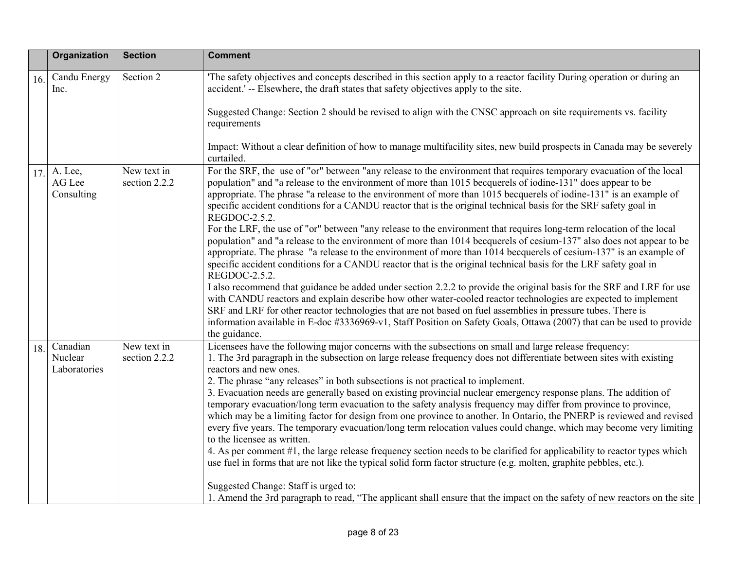| | Organization | Section | Comment |
|---|---|---|---|
| 16. | Candu Energy Inc. | Section 2 | 'The safety objectives and concepts described in this section apply to a reactor facility During operation or during an accident.' -- Elsewhere, the draft states that safety objectives apply to the site.<br><br>Suggested Change: Section 2 should be revised to align with the CNSC approach on site requirements vs. facility requirements<br><br>Impact: Without a clear definition of how to manage multifacility sites, new build prospects in Canada may be severely curtailed. |
| 17. | A. Lee, AG Lee Consulting | New text in section 2.2.2 | For the SRF, the use of "or" between "any release to the environment that requires temporary evacuation of the local population" and "a release to the environment of more than 1015 becquerels of iodine-131" does appear to be appropriate. The phrase "a release to the environment of more than 1015 becquerels of iodine-131" is an example of specific accident conditions for a CANDU reactor that is the original technical basis for the SRF safety goal in REGDOC-2.5.2.<br>For the LRF, the use of "or" between "any release to the environment that requires long-term relocation of the local population" and "a release to the environment of more than 1014 becquerels of cesium-137" also does not appear to be appropriate. The phrase "a release to the environment of more than 1014 becquerels of cesium-137" is an example of specific accident conditions for a CANDU reactor that is the original technical basis for the LRF safety goal in REGDOC-2.5.2.<br>I also recommend that guidance be added under section 2.2.2 to provide the original basis for the SRF and LRF for use with CANDU reactors and explain describe how other water-cooled reactor technologies are expected to implement SRF and LRF for other reactor technologies that are not based on fuel assemblies in pressure tubes. There is information available in E-doc #3336969-v1, Staff Position on Safety Goals, Ottawa (2007) that can be used to provide the guidance. |
| 18. | Canadian Nuclear Laboratories | New text in section 2.2.2 | Licensees have the following major concerns with the subsections on small and large release frequency:<br>1. The 3rd paragraph in the subsection on large release frequency does not differentiate between sites with existing reactors and new ones.<br>2. The phrase "any releases" in both subsections is not practical to implement.<br>3. Evacuation needs are generally based on existing provincial nuclear emergency response plans. The addition of temporary evacuation/long term evacuation to the safety analysis frequency may differ from province to province, which may be a limiting factor for design from one province to another. In Ontario, the PNERP is reviewed and revised every five years. The temporary evacuation/long term relocation values could change, which may become very limiting to the licensee as written.<br>4. As per comment #1, the large release frequency section needs to be clarified for applicability to reactor types which use fuel in forms that are not like the typical solid form factor structure (e.g. molten, graphite pebbles, etc.).<br><br>Suggested Change: Staff is urged to:<br>1. Amend the 3rd paragraph to read, "The applicant shall ensure that the impact on the safety of new reactors on the site |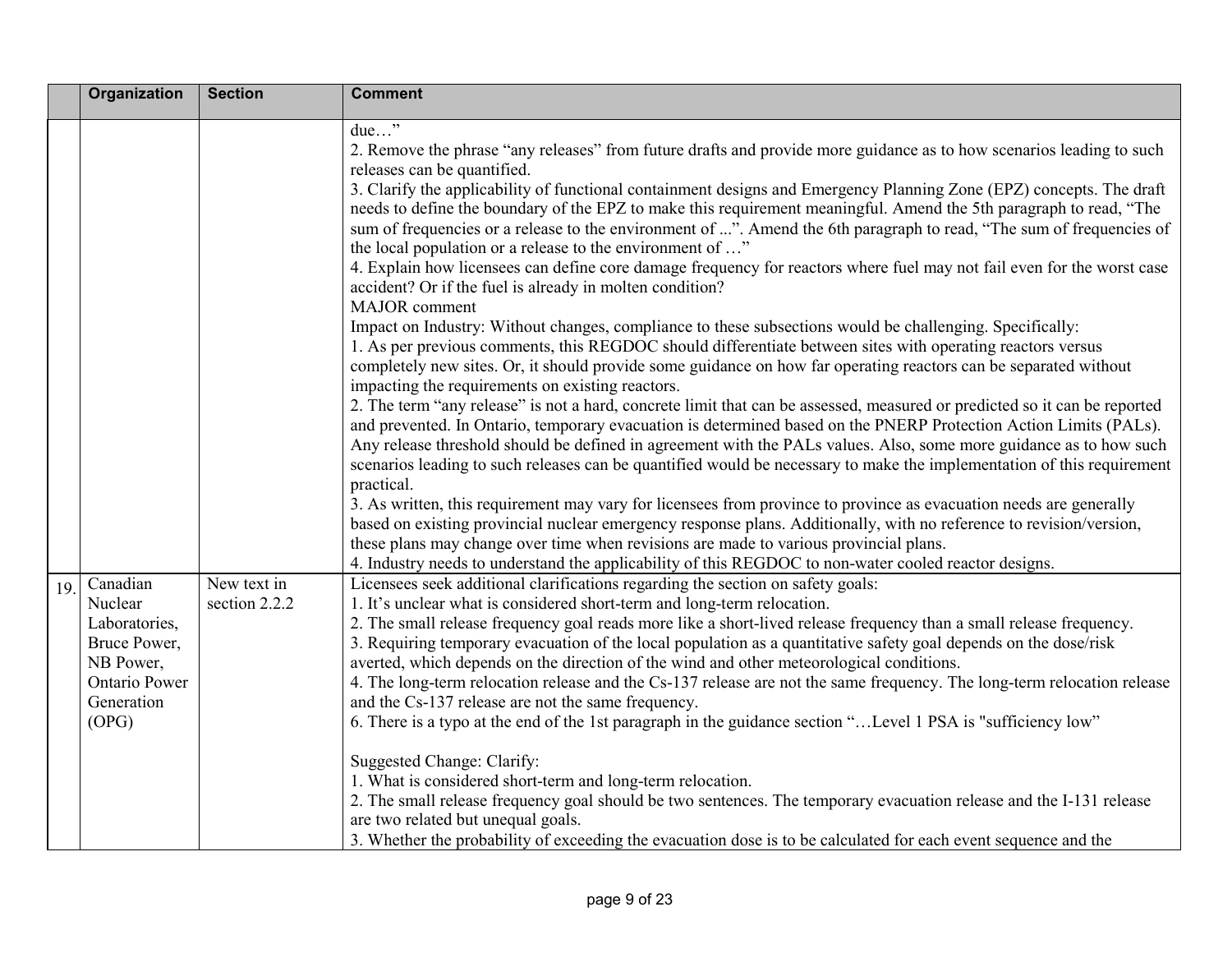| | Organization | Section | Comment |
|---|---|---|---|
| | | | due…"<br>2. Remove the phrase "any releases" from future drafts and provide more guidance as to how scenarios leading to such releases can be quantified.<br>3. Clarify the applicability of functional containment designs and Emergency Planning Zone (EPZ) concepts. The draft needs to define the boundary of the EPZ to make this requirement meaningful. Amend the 5th paragraph to read, "The sum of frequencies or a release to the environment of ...". Amend the 6th paragraph to read, "The sum of frequencies of the local population or a release to the environment of …"<br>4. Explain how licensees can define core damage frequency for reactors where fuel may not fail even for the worst case accident? Or if the fuel is already in molten condition?<br>MAJOR comment<br>Impact on Industry: Without changes, compliance to these subsections would be challenging. Specifically:<br>1. As per previous comments, this REGDOC should differentiate between sites with operating reactors versus completely new sites. Or, it should provide some guidance on how far operating reactors can be separated without impacting the requirements on existing reactors.<br>2. The term "any release" is not a hard, concrete limit that can be assessed, measured or predicted so it can be reported and prevented. In Ontario, temporary evacuation is determined based on the PNERP Protection Action Limits (PALs). Any release threshold should be defined in agreement with the PALs values. Also, some more guidance as to how such scenarios leading to such releases can be quantified would be necessary to make the implementation of this requirement practical.<br>3. As written, this requirement may vary for licensees from province to province as evacuation needs are generally based on existing provincial nuclear emergency response plans. Additionally, with no reference to revision/version, these plans may change over time when revisions are made to various provincial plans.<br>4. Industry needs to understand the applicability of this REGDOC to non-water cooled reactor designs. |
| 19. | Canadian Nuclear Laboratories, Bruce Power, NB Power, Ontario Power Generation (OPG) | New text in section 2.2.2 | Licensees seek additional clarifications regarding the section on safety goals:<br>1. It's unclear what is considered short-term and long-term relocation.<br>2. The small release frequency goal reads more like a short-lived release frequency than a small release frequency.<br>3. Requiring temporary evacuation of the local population as a quantitative safety goal depends on the dose/risk averted, which depends on the direction of the wind and other meteorological conditions.<br>4. The long-term relocation release and the Cs-137 release are not the same frequency. The long-term relocation release and the Cs-137 release are not the same frequency.<br>6. There is a typo at the end of the 1st paragraph in the guidance section "…Level 1 PSA is "sufficiency low"<br><br>Suggested Change: Clarify:<br>1. What is considered short-term and long-term relocation.<br>2. The small release frequency goal should be two sentences. The temporary evacuation release and the I-131 release are two related but unequal goals.<br>3. Whether the probability of exceeding the evacuation dose is to be calculated for each event sequence and the |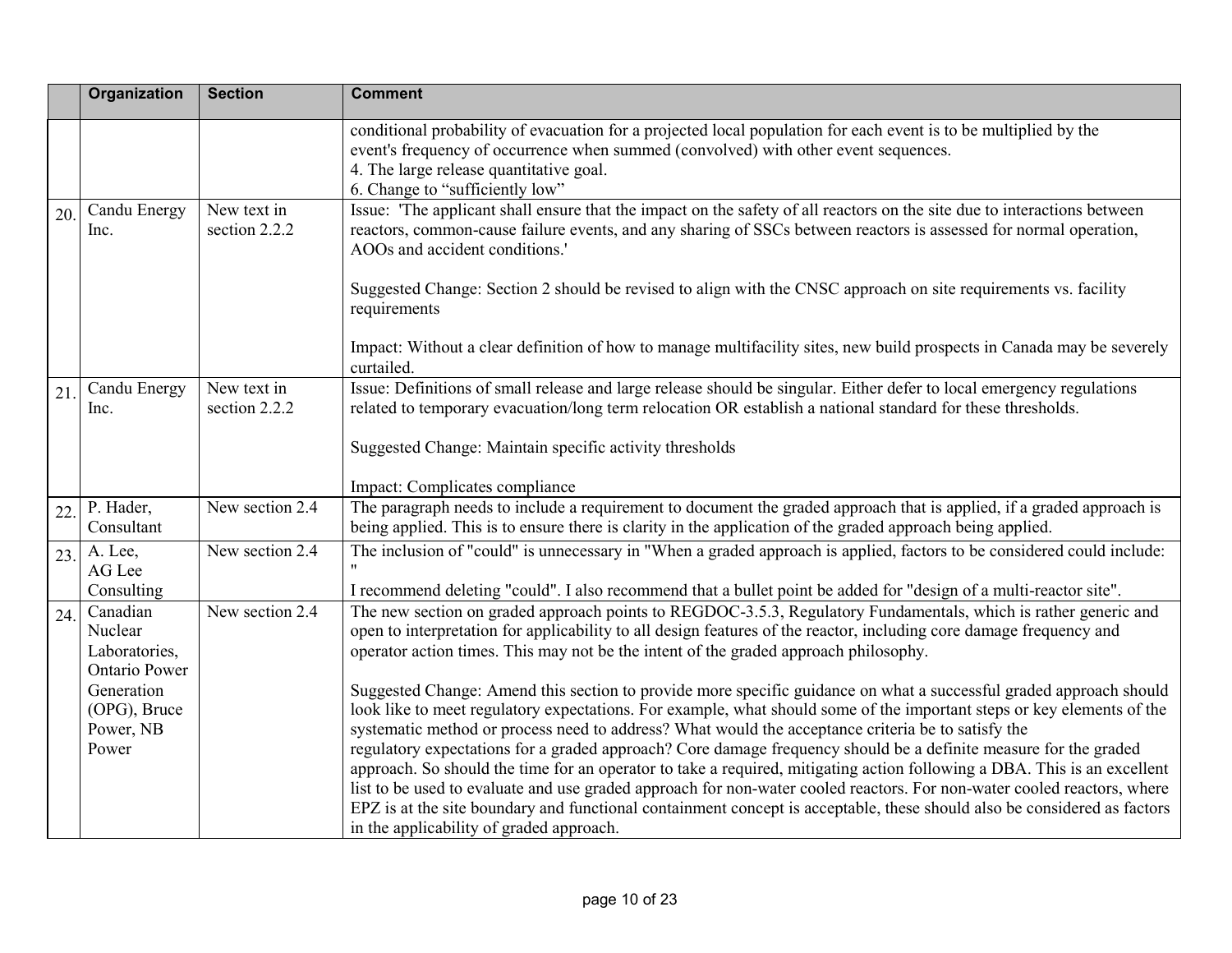| | Organization | Section | Comment |
|---|---|---|---|
| | | | conditional probability of evacuation for a projected local population for each event is to be multiplied by the event's frequency of occurrence when summed (convolved) with other event sequences.<br>4. The large release quantitative goal.<br>6. Change to "sufficiently low" |
| 20. | Candu Energy Inc. | New text in section 2.2.2 | Issue: 'The applicant shall ensure that the impact on the safety of all reactors on the site due to interactions between reactors, common-cause failure events, and any sharing of SSCs between reactors is assessed for normal operation, AOOs and accident conditions.'<br><br>Suggested Change: Section 2 should be revised to align with the CNSC approach on site requirements vs. facility requirements<br><br>Impact: Without a clear definition of how to manage multifacility sites, new build prospects in Canada may be severely curtailed. |
| 21. | Candu Energy Inc. | New text in section 2.2.2 | Issue: Definitions of small release and large release should be singular. Either defer to local emergency regulations related to temporary evacuation/long term relocation OR establish a national standard for these thresholds.<br><br>Suggested Change: Maintain specific activity thresholds<br><br>Impact: Complicates compliance |
| 22. | P. Hader, Consultant | New section 2.4 | The paragraph needs to include a requirement to document the graded approach that is applied, if a graded approach is being applied. This is to ensure there is clarity in the application of the graded approach being applied. |
| 23. | A. Lee, AG Lee Consulting | New section 2.4 | The inclusion of "could" is unnecessary in "When a graded approach is applied, factors to be considered could include: "<br>I recommend deleting "could". I also recommend that a bullet point be added for "design of a multi-reactor site". |
| 24. | Canadian Nuclear Laboratories, Ontario Power Generation (OPG), Bruce Power, NB Power | New section 2.4 | The new section on graded approach points to REGDOC-3.5.3, Regulatory Fundamentals, which is rather generic and open to interpretation for applicability to all design features of the reactor, including core damage frequency and operator action times. This may not be the intent of the graded approach philosophy.<br><br>Suggested Change: Amend this section to provide more specific guidance on what a successful graded approach should look like to meet regulatory expectations. For example, what should some of the important steps or key elements of the systematic method or process need to address? What would the acceptance criteria be to satisfy the regulatory expectations for a graded approach? Core damage frequency should be a definite measure for the graded approach. So should the time for an operator to take a required, mitigating action following a DBA. This is an excellent list to be used to evaluate and use graded approach for non-water cooled reactors. For non-water cooled reactors, where EPZ is at the site boundary and functional containment concept is acceptable, these should also be considered as factors in the applicability of graded approach. |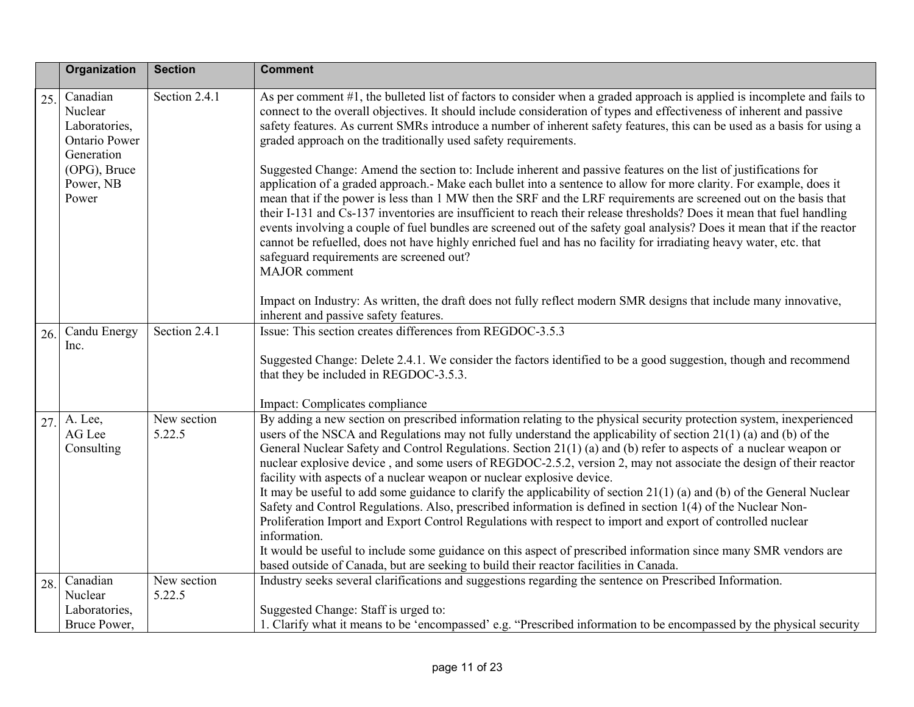|  | Organization | Section | Comment |
|---|---|---|---|
| 25. | Canadian Nuclear Laboratories, Ontario Power Generation (OPG), Bruce Power, NB Power | Section 2.4.1 | As per comment #1, the bulleted list of factors to consider when a graded approach is applied is incomplete and fails to connect to the overall objectives. It should include consideration of types and effectiveness of inherent and passive safety features. As current SMRs introduce a number of inherent safety features, this can be used as a basis for using a graded approach on the traditionally used safety requirements.<br><br>Suggested Change: Amend the section to: Include inherent and passive features on the list of justifications for application of a graded approach.- Make each bullet into a sentence to allow for more clarity. For example, does it mean that if the power is less than 1 MW then the SRF and the LRF requirements are screened out on the basis that their I-131 and Cs-137 inventories are insufficient to reach their release thresholds? Does it mean that fuel handling events involving a couple of fuel bundles are screened out of the safety goal analysis? Does it mean that if the reactor cannot be refuelled, does not have highly enriched fuel and has no facility for irradiating heavy water, etc. that safeguard requirements are screened out?<br>MAJOR comment<br><br>Impact on Industry: As written, the draft does not fully reflect modern SMR designs that include many innovative, inherent and passive safety features. |
| 26. | Candu Energy Inc. | Section 2.4.1 | Issue: This section creates differences from REGDOC-3.5.3<br><br>Suggested Change: Delete 2.4.1. We consider the factors identified to be a good suggestion, though and recommend that they be included in REGDOC-3.5.3.<br><br>Impact: Complicates compliance |
| 27. | A. Lee, AG Lee Consulting | New section 5.22.5 | By adding a new section on prescribed information relating to the physical security protection system, inexperienced users of the NSCA and Regulations may not fully understand the applicability of section 21(1) (a) and (b) of the General Nuclear Safety and Control Regulations. Section 21(1) (a) and (b) refer to aspects of a nuclear weapon or nuclear explosive device , and some users of REGDOC-2.5.2, version 2, may not associate the design of their reactor facility with aspects of a nuclear weapon or nuclear explosive device.<br>It may be useful to add some guidance to clarify the applicability of section 21(1) (a) and (b) of the General Nuclear Safety and Control Regulations. Also, prescribed information is defined in section 1(4) of the Nuclear Non-Proliferation Import and Export Control Regulations with respect to import and export of controlled nuclear information.<br>It would be useful to include some guidance on this aspect of prescribed information since many SMR vendors are based outside of Canada, but are seeking to build their reactor facilities in Canada. |
| 28. | Canadian Nuclear Laboratories, Bruce Power, | New section 5.22.5 | Industry seeks several clarifications and suggestions regarding the sentence on Prescribed Information.<br><br>Suggested Change: Staff is urged to:<br>1. Clarify what it means to be 'encompassed' e.g. "Prescribed information to be encompassed by the physical security |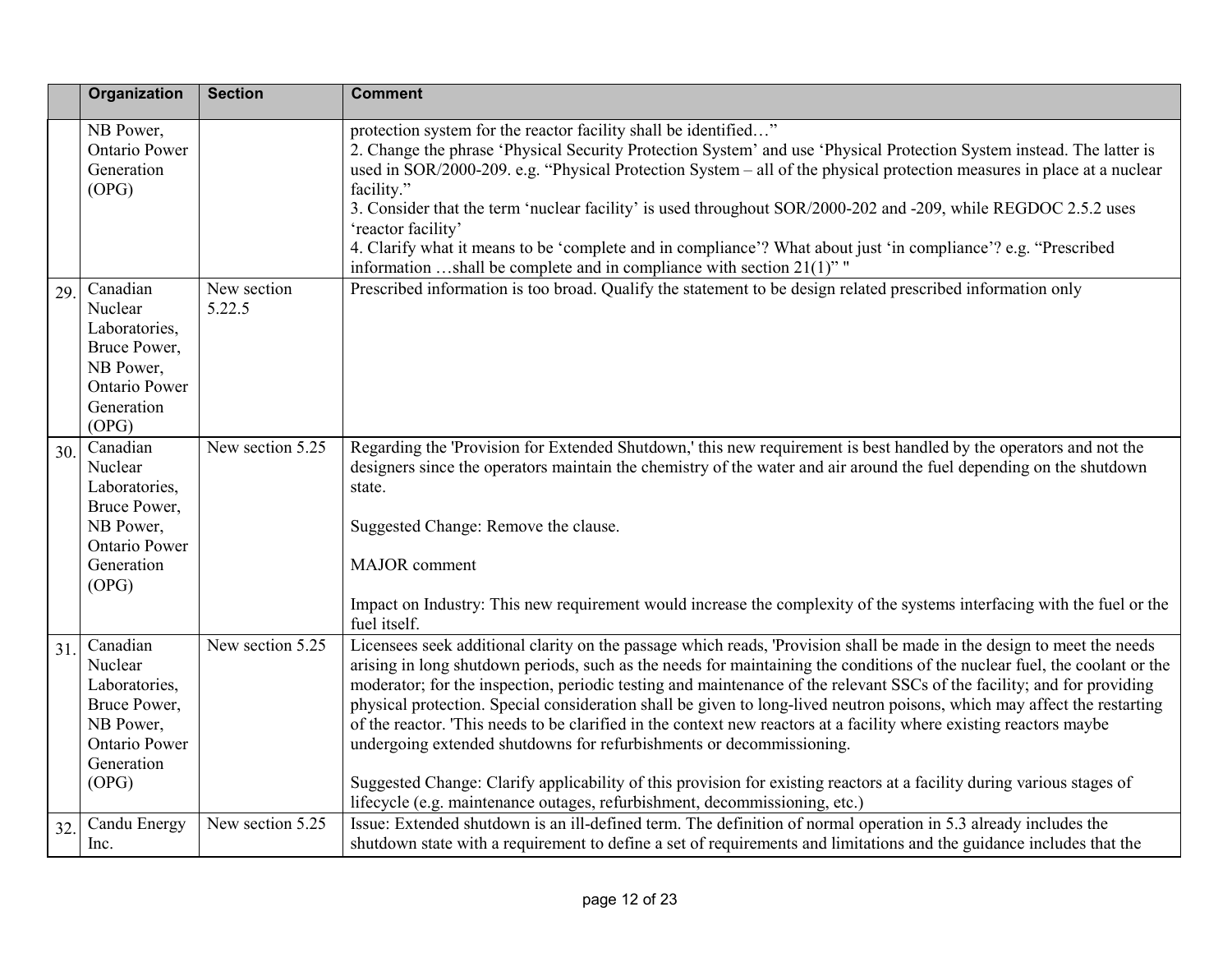| | Organization | Section | Comment |
|---|---|---|---|
| | NB Power, Ontario Power Generation (OPG) | | protection system for the reactor facility shall be identified…”<br>2. Change the phrase ‘Physical Security Protection System’ and use ‘Physical Protection System instead. The latter is used in SOR/2000-209. e.g. “Physical Protection System – all of the physical protection measures in place at a nuclear facility.”<br>3. Consider that the term ‘nuclear facility’ is used throughout SOR/2000-202 and -209, while REGDOC 2.5.2 uses ‘reactor facility’<br>4. Clarify what it means to be ‘complete and in compliance’? What about just ‘in compliance’? e.g. “Prescribed information …shall be complete and in compliance with section 21(1)” " |
| 29. | Canadian Nuclear Laboratories, Bruce Power, NB Power, Ontario Power Generation (OPG) | New section 5.22.5 | Prescribed information is too broad. Qualify the statement to be design related prescribed information only |
| 30. | Canadian Nuclear Laboratories, Bruce Power, NB Power, Ontario Power Generation (OPG) | New section 5.25 | Regarding the 'Provision for Extended Shutdown,' this new requirement is best handled by the operators and not the designers since the operators maintain the chemistry of the water and air around the fuel depending on the shutdown state.<br><br>Suggested Change: Remove the clause.<br><br>MAJOR comment<br><br>Impact on Industry: This new requirement would increase the complexity of the systems interfacing with the fuel or the fuel itself. |
| 31. | Canadian Nuclear Laboratories, Bruce Power, NB Power, Ontario Power Generation (OPG) | New section 5.25 | Licensees seek additional clarity on the passage which reads, 'Provision shall be made in the design to meet the needs arising in long shutdown periods, such as the needs for maintaining the conditions of the nuclear fuel, the coolant or the moderator; for the inspection, periodic testing and maintenance of the relevant SSCs of the facility; and for providing physical protection. Special consideration shall be given to long-lived neutron poisons, which may affect the restarting of the reactor. 'This needs to be clarified in the context new reactors at a facility where existing reactors maybe undergoing extended shutdowns for refurbishments or decommissioning.<br><br>Suggested Change: Clarify applicability of this provision for existing reactors at a facility during various stages of lifecycle (e.g. maintenance outages, refurbishment, decommissioning, etc.) |
| 32. | Candu Energy Inc. | New section 5.25 | Issue: Extended shutdown is an ill-defined term. The definition of normal operation in 5.3 already includes the shutdown state with a requirement to define a set of requirements and limitations and the guidance includes that the |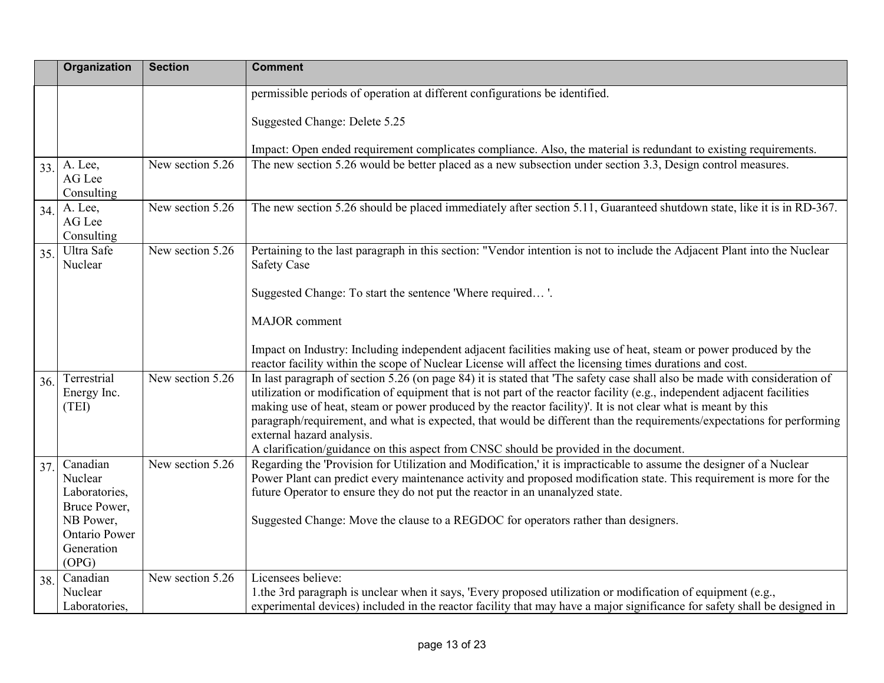|  | Organization | Section | Comment |
|---|---|---|---|
|  |  |  | permissible periods of operation at different configurations be identified.<br><br>Suggested Change: Delete 5.25<br><br>Impact: Open ended requirement complicates compliance. Also, the material is redundant to existing requirements. |
| 33. | A. Lee, AG Lee Consulting | New section 5.26 | The new section 5.26 would be better placed as a new subsection under section 3.3, Design control measures. |
| 34. | A. Lee, AG Lee Consulting | New section 5.26 | The new section 5.26 should be placed immediately after section 5.11, Guaranteed shutdown state, like it is in RD-367. |
| 35. | Ultra Safe Nuclear | New section 5.26 | Pertaining to the last paragraph in this section: "Vendor intention is not to include the Adjacent Plant into the Nuclear Safety Case<br><br>Suggested Change: To start the sentence 'Where required… '.<br><br>MAJOR comment<br><br>Impact on Industry: Including independent adjacent facilities making use of heat, steam or power produced by the reactor facility within the scope of Nuclear License will affect the licensing times durations and cost. |
| 36. | Terrestrial Energy Inc. (TEI) | New section 5.26 | In last paragraph of section 5.26 (on page 84) it is stated that 'The safety case shall also be made with consideration of utilization or modification of equipment that is not part of the reactor facility (e.g., independent adjacent facilities making use of heat, steam or power produced by the reactor facility)'. It is not clear what is meant by this paragraph/requirement, and what is expected, that would be different than the requirements/expectations for performing external hazard analysis.<br>A clarification/guidance on this aspect from CNSC should be provided in the document. |
| 37. | Canadian Nuclear Laboratories, Bruce Power, NB Power, Ontario Power Generation (OPG) | New section 5.26 | Regarding the 'Provision for Utilization and Modification,' it is impracticable to assume the designer of a Nuclear Power Plant can predict every maintenance activity and proposed modification state. This requirement is more for the future Operator to ensure they do not put the reactor in an unanalyzed state.<br><br>Suggested Change: Move the clause to a REGDOC for operators rather than designers. |
| 38. | Canadian Nuclear Laboratories, | New section 5.26 | Licensees believe:<br>1.the 3rd paragraph is unclear when it says, 'Every proposed utilization or modification of equipment (e.g., experimental devices) included in the reactor facility that may have a major significance for safety shall be designed in |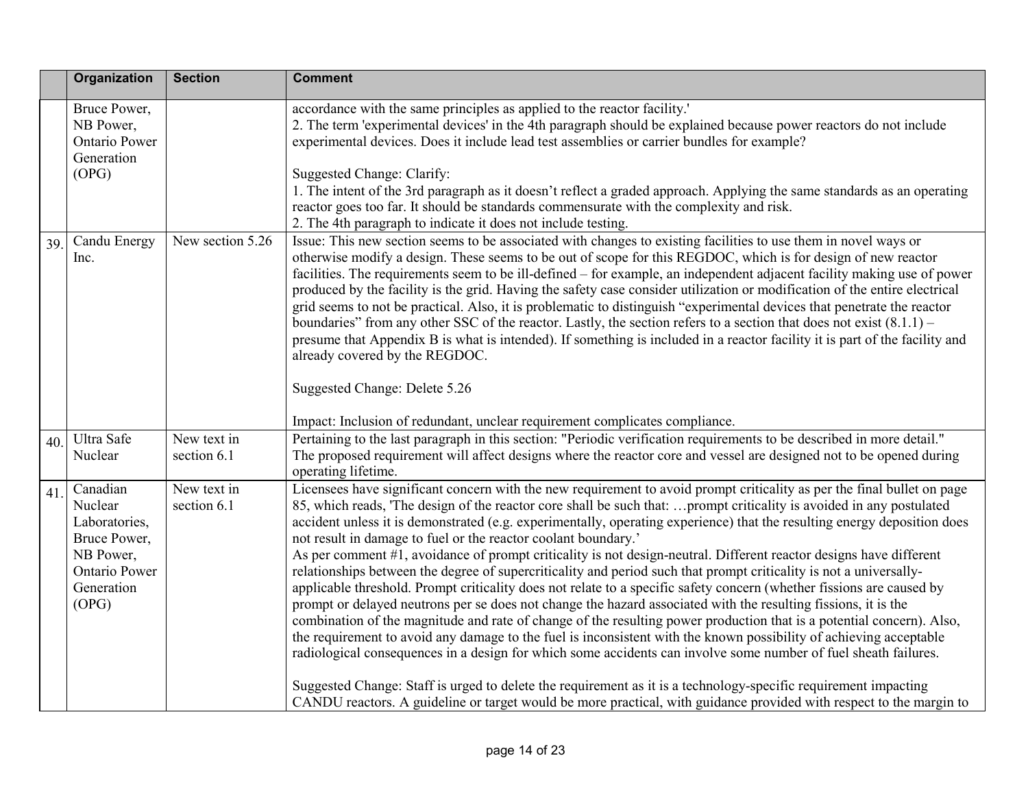| | Organization | Section | Comment |
|---|---|---|---|
| | Bruce Power, NB Power, Ontario Power Generation (OPG) | | accordance with the same principles as applied to the reactor facility.'<br>2. The term 'experimental devices' in the 4th paragraph should be explained because power reactors do not include experimental devices. Does it include lead test assemblies or carrier bundles for example?<br><br>Suggested Change: Clarify:<br>1. The intent of the 3rd paragraph as it doesn't reflect a graded approach. Applying the same standards as an operating reactor goes too far. It should be standards commensurate with the complexity and risk.<br>2. The 4th paragraph to indicate it does not include testing. |
| 39. | Candu Energy Inc. | New section 5.26 | Issue: This new section seems to be associated with changes to existing facilities to use them in novel ways or otherwise modify a design. These seems to be out of scope for this REGDOC, which is for design of new reactor facilities. The requirements seem to be ill-defined – for example, an independent adjacent facility making use of power produced by the facility is the grid. Having the safety case consider utilization or modification of the entire electrical grid seems to not be practical. Also, it is problematic to distinguish "experimental devices that penetrate the reactor boundaries" from any other SSC of the reactor. Lastly, the section refers to a section that does not exist (8.1.1) – presume that Appendix B is what is intended). If something is included in a reactor facility it is part of the facility and already covered by the REGDOC.<br><br>Suggested Change: Delete 5.26<br><br>Impact: Inclusion of redundant, unclear requirement complicates compliance. |
| 40. | Ultra Safe Nuclear | New text in section 6.1 | Pertaining to the last paragraph in this section: "Periodic verification requirements to be described in more detail."<br>The proposed requirement will affect designs where the reactor core and vessel are designed not to be opened during operating lifetime. |
| 41. | Canadian Nuclear Laboratories, Bruce Power, NB Power, Ontario Power Generation (OPG) | New text in section 6.1 | Licensees have significant concern with the new requirement to avoid prompt criticality as per the final bullet on page 85, which reads, 'The design of the reactor core shall be such that: …prompt criticality is avoided in any postulated accident unless it is demonstrated (e.g. experimentally, operating experience) that the resulting energy deposition does not result in damage to fuel or the reactor coolant boundary.'<br>As per comment #1, avoidance of prompt criticality is not design-neutral. Different reactor designs have different relationships between the degree of supercriticality and period such that prompt criticality is not a universally-applicable threshold. Prompt criticality does not relate to a specific safety concern (whether fissions are caused by prompt or delayed neutrons per se does not change the hazard associated with the resulting fissions, it is the combination of the magnitude and rate of change of the resulting power production that is a potential concern). Also, the requirement to avoid any damage to the fuel is inconsistent with the known possibility of achieving acceptable radiological consequences in a design for which some accidents can involve some number of fuel sheath failures.<br><br>Suggested Change: Staff is urged to delete the requirement as it is a technology-specific requirement impacting CANDU reactors. A guideline or target would be more practical, with guidance provided with respect to the margin to |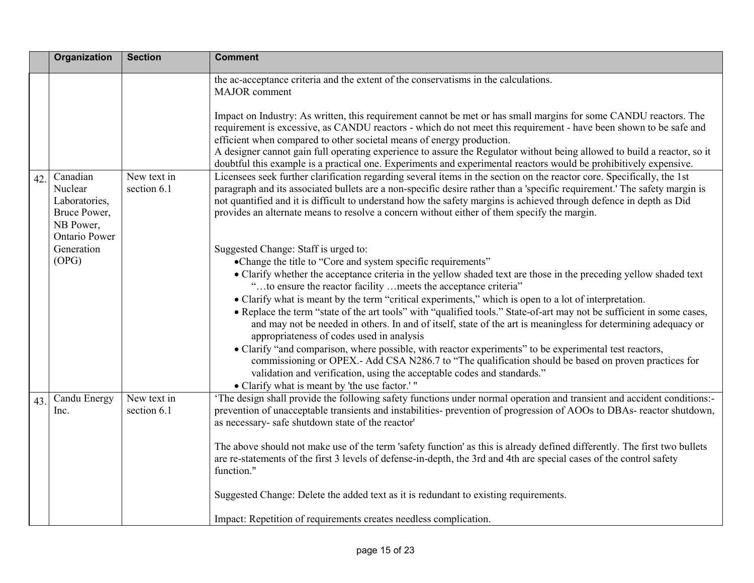| | Organization | Section | Comment |
|---|---|---|---|
| | | | the ac-acceptance criteria and the extent of the conservatisms in the calculations.<br>MAJOR comment<br><br>Impact on Industry: As written, this requirement cannot be met or has small margins for some CANDU reactors. The requirement is excessive, as CANDU reactors - which do not meet this requirement - have been shown to be safe and efficient when compared to other societal means of energy production.<br>A designer cannot gain full operating experience to assure the Regulator without being allowed to build a reactor, so it doubtful this example is a practical one. Experiments and experimental reactors would be prohibitively expensive. |
| 42. | Canadian Nuclear Laboratories, Bruce Power, NB Power, Ontario Power Generation (OPG) | New text in section 6.1 | Licensees seek further clarification regarding several items in the section on the reactor core. Specifically, the 1st paragraph and its associated bullets are a non-specific desire rather than a 'specific requirement.' The safety margin is not quantified and it is difficult to understand how the safety margins is achieved through defence in depth as Did provides an alternate means to resolve a concern without either of them specify the margin.<br><br>Suggested Change: Staff is urged to:<br>• Change the title to "Core and system specific requirements"<br>• Clarify whether the acceptance criteria in the yellow shaded text are those in the preceding yellow shaded text "…to ensure the reactor facility …meets the acceptance criteria"<br>• Clarify what is meant by the term "critical experiments," which is open to a lot of interpretation.<br>• Replace the term "state of the art tools" with "qualified tools." State-of-art may not be sufficient in some cases, and may not be needed in others. In and of itself, state of the art is meaningless for determining adequacy or appropriateness of codes used in analysis<br>• Clarify "and comparison, where possible, with reactor experiments" to be experimental test reactors, commissioning or OPEX.- Add CSA N286.7 to "The qualification should be based on proven practices for validation and verification, using the acceptable codes and standards."<br>• Clarify what is meant by 'the use factor.' " |
| 43. | Candu Energy Inc. | New text in section 6.1 | 'The design shall provide the following safety functions under normal operation and transient and accident conditions:- prevention of unacceptable transients and instabilities- prevention of progression of AOOs to DBAs- reactor shutdown, as necessary- safe shutdown state of the reactor'<br><br>The above should not make use of the term 'safety function' as this is already defined differently. The first two bullets are re-statements of the first 3 levels of defense-in-depth, the 3rd and 4th are special cases of the control safety function."<br><br>Suggested Change: Delete the added text as it is redundant to existing requirements.<br><br>Impact: Repetition of requirements creates needless complication. |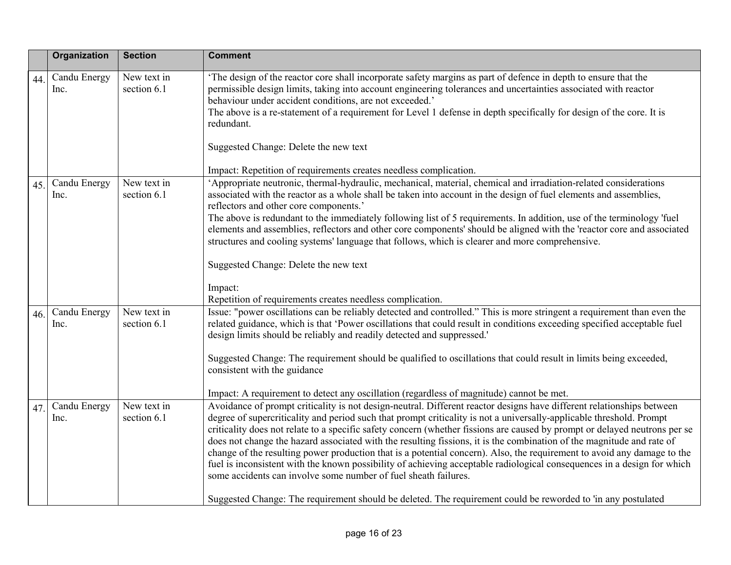| | Organization | Section | Comment |
|---|---|---|---|
| 44. | Candu Energy Inc. | New text in section 6.1 | 'The design of the reactor core shall incorporate safety margins as part of defence in depth to ensure that the permissible design limits, taking into account engineering tolerances and uncertainties associated with reactor behaviour under accident conditions, are not exceeded.'<br>The above is a re-statement of a requirement for Level 1 defense in depth specifically for design of the core. It is redundant.<br><br>Suggested Change: Delete the new text<br><br>Impact: Repetition of requirements creates needless complication. |
| 45. | Candu Energy Inc. | New text in section 6.1 | 'Appropriate neutronic, thermal-hydraulic, mechanical, material, chemical and irradiation-related considerations associated with the reactor as a whole shall be taken into account in the design of fuel elements and assemblies, reflectors and other core components.'<br>The above is redundant to the immediately following list of 5 requirements. In addition, use of the terminology 'fuel elements and assemblies, reflectors and other core components' should be aligned with the 'reactor core and associated structures and cooling systems' language that follows, which is clearer and more comprehensive.<br><br>Suggested Change: Delete the new text<br><br>Impact:<br>Repetition of requirements creates needless complication. |
| 46. | Candu Energy Inc. | New text in section 6.1 | Issue: "power oscillations can be reliably detected and controlled." This is more stringent a requirement than even the related guidance, which is that 'Power oscillations that could result in conditions exceeding specified acceptable fuel design limits should be reliably and readily detected and suppressed.'<br><br>Suggested Change: The requirement should be qualified to oscillations that could result in limits being exceeded, consistent with the guidance<br><br>Impact: A requirement to detect any oscillation (regardless of magnitude) cannot be met. |
| 47. | Candu Energy Inc. | New text in section 6.1 | Avoidance of prompt criticality is not design-neutral. Different reactor designs have different relationships between degree of supercriticality and period such that prompt criticality is not a universally-applicable threshold. Prompt criticality does not relate to a specific safety concern (whether fissions are caused by prompt or delayed neutrons per se does not change the hazard associated with the resulting fissions, it is the combination of the magnitude and rate of change of the resulting power production that is a potential concern). Also, the requirement to avoid any damage to the fuel is inconsistent with the known possibility of achieving acceptable radiological consequences in a design for which some accidents can involve some number of fuel sheath failures.<br><br>Suggested Change: The requirement should be deleted. The requirement could be reworded to 'in any postulated |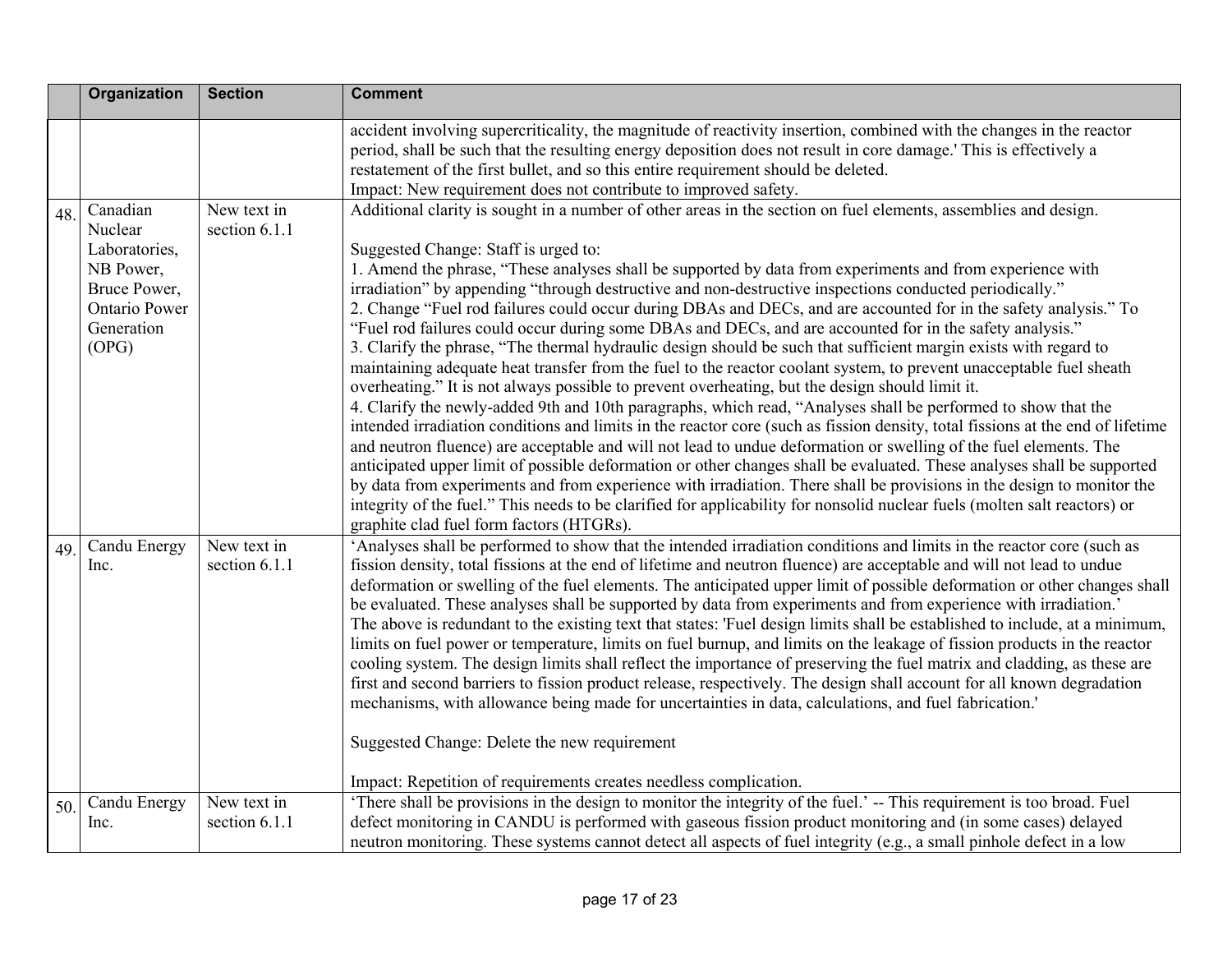|  | Organization | Section | Comment |
|---|---|---|---|
|  |  |  | accident involving supercriticality, the magnitude of reactivity insertion, combined with the changes in the reactor period, shall be such that the resulting energy deposition does not result in core damage.' This is effectively a restatement of the first bullet, and so this entire requirement should be deleted.<br>Impact: New requirement does not contribute to improved safety. |
| 48. | Canadian Nuclear Laboratories, NB Power, Bruce Power, Ontario Power Generation (OPG) | New text in section 6.1.1 | Additional clarity is sought in a number of other areas in the section on fuel elements, assemblies and design.<br><br>Suggested Change: Staff is urged to:<br>1. Amend the phrase, "These analyses shall be supported by data from experiments and from experience with irradiation" by appending "through destructive and non-destructive inspections conducted periodically."<br>2. Change "Fuel rod failures could occur during DBAs and DECs, and are accounted for in the safety analysis." To "Fuel rod failures could occur during some DBAs and DECs, and are accounted for in the safety analysis."<br>3. Clarify the phrase, "The thermal hydraulic design should be such that sufficient margin exists with regard to maintaining adequate heat transfer from the fuel to the reactor coolant system, to prevent unacceptable fuel sheath overheating." It is not always possible to prevent overheating, but the design should limit it.<br>4. Clarify the newly-added 9th and 10th paragraphs, which read, "Analyses shall be performed to show that the intended irradiation conditions and limits in the reactor core (such as fission density, total fissions at the end of lifetime and neutron fluence) are acceptable and will not lead to undue deformation or swelling of the fuel elements. The anticipated upper limit of possible deformation or other changes shall be evaluated. These analyses shall be supported by data from experiments and from experience with irradiation. There shall be provisions in the design to monitor the integrity of the fuel." This needs to be clarified for applicability for nonsolid nuclear fuels (molten salt reactors) or graphite clad fuel form factors (HTGRs). |
| 49. | Candu Energy Inc. | New text in section 6.1.1 | 'Analyses shall be performed to show that the intended irradiation conditions and limits in the reactor core (such as fission density, total fissions at the end of lifetime and neutron fluence) are acceptable and will not lead to undue deformation or swelling of the fuel elements. The anticipated upper limit of possible deformation or other changes shall be evaluated. These analyses shall be supported by data from experiments and from experience with irradiation.'<br>The above is redundant to the existing text that states: 'Fuel design limits shall be established to include, at a minimum, limits on fuel power or temperature, limits on fuel burnup, and limits on the leakage of fission products in the reactor cooling system. The design limits shall reflect the importance of preserving the fuel matrix and cladding, as these are first and second barriers to fission product release, respectively. The design shall account for all known degradation mechanisms, with allowance being made for uncertainties in data, calculations, and fuel fabrication.'<br><br>Suggested Change: Delete the new requirement<br><br>Impact: Repetition of requirements creates needless complication. |
| 50. | Candu Energy Inc. | New text in section 6.1.1 | 'There shall be provisions in the design to monitor the integrity of the fuel.' -- This requirement is too broad. Fuel defect monitoring in CANDU is performed with gaseous fission product monitoring and (in some cases) delayed neutron monitoring. These systems cannot detect all aspects of fuel integrity (e.g., a small pinhole defect in a low |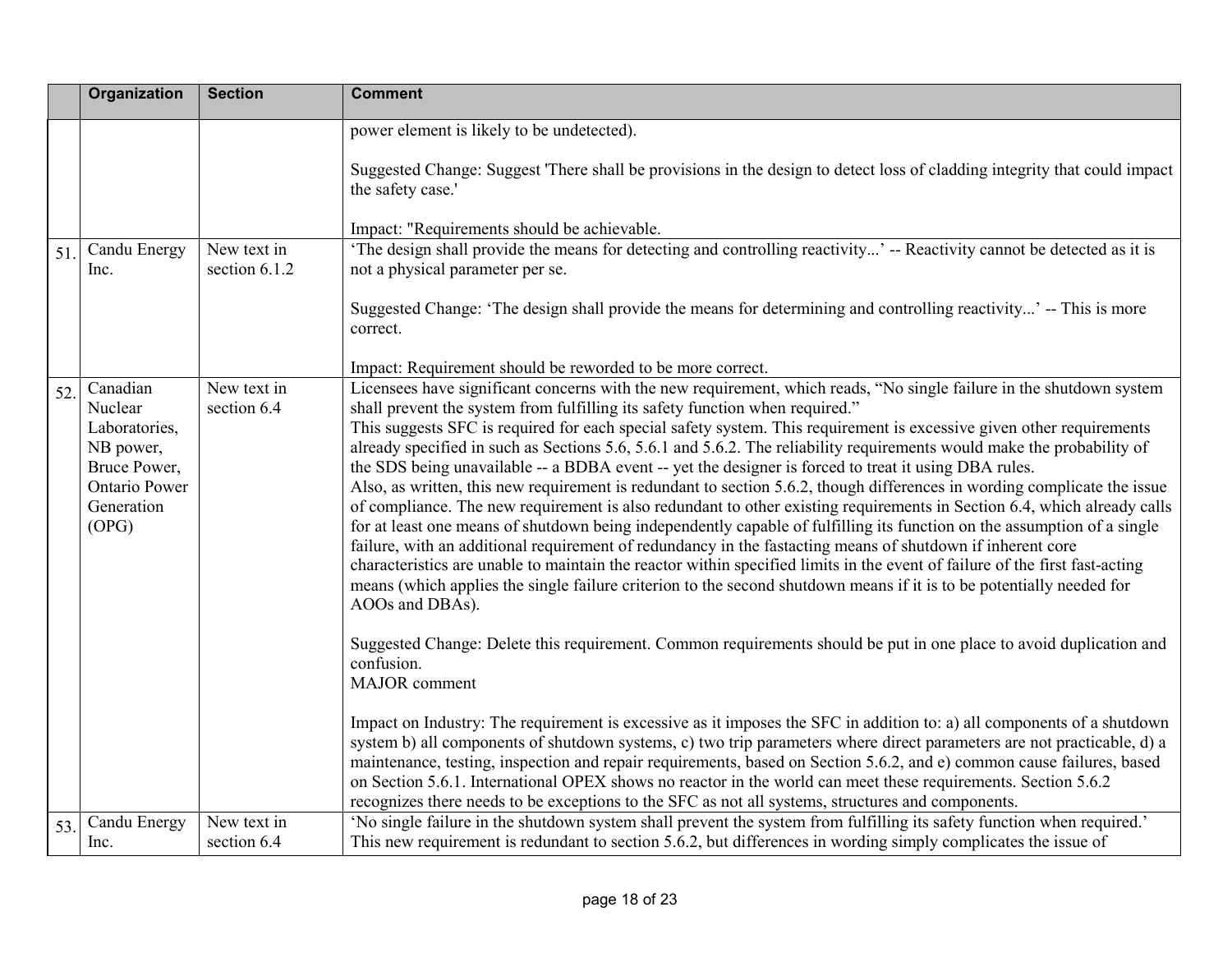| | Organization | Section | Comment |
|---|---|---|---|
| | | | power element is likely to be undetected).<br><br>Suggested Change: Suggest 'There shall be provisions in the design to detect loss of cladding integrity that could impact the safety case.'<br><br>Impact: "Requirements should be achievable. |
| 51. | Candu Energy Inc. | New text in section 6.1.2 | 'The design shall provide the means for detecting and controlling reactivity...' -- Reactivity cannot be detected as it is not a physical parameter per se.<br><br>Suggested Change: 'The design shall provide the means for determining and controlling reactivity...' -- This is more correct.<br><br>Impact: Requirement should be reworded to be more correct. |
| 52. | Canadian Nuclear Laboratories, NB power, Bruce Power, Ontario Power Generation (OPG) | New text in section 6.4 | Licensees have significant concerns with the new requirement, which reads, "No single failure in the shutdown system shall prevent the system from fulfilling its safety function when required."<br>This suggests SFC is required for each special safety system. This requirement is excessive given other requirements already specified in such as Sections 5.6, 5.6.1 and 5.6.2. The reliability requirements would make the probability of the SDS being unavailable -- a BDBA event -- yet the designer is forced to treat it using DBA rules.<br>Also, as written, this new requirement is redundant to section 5.6.2, though differences in wording complicate the issue of compliance. The new requirement is also redundant to other existing requirements in Section 6.4, which already calls for at least one means of shutdown being independently capable of fulfilling its function on the assumption of a single failure, with an additional requirement of redundancy in the fastacting means of shutdown if inherent core characteristics are unable to maintain the reactor within specified limits in the event of failure of the first fast-acting means (which applies the single failure criterion to the second shutdown means if it is to be potentially needed for AOOs and DBAs).<br><br>Suggested Change: Delete this requirement. Common requirements should be put in one place to avoid duplication and confusion.<br>MAJOR comment<br><br>Impact on Industry: The requirement is excessive as it imposes the SFC in addition to: a) all components of a shutdown system b) all components of shutdown systems, c) two trip parameters where direct parameters are not practicable, d) a maintenance, testing, inspection and repair requirements, based on Section 5.6.2, and e) common cause failures, based on Section 5.6.1. International OPEX shows no reactor in the world can meet these requirements. Section 5.6.2 recognizes there needs to be exceptions to the SFC as not all systems, structures and components. |
| 53. | Candu Energy Inc. | New text in section 6.4 | 'No single failure in the shutdown system shall prevent the system from fulfilling its safety function when required.' This new requirement is redundant to section 5.6.2, but differences in wording simply complicates the issue of |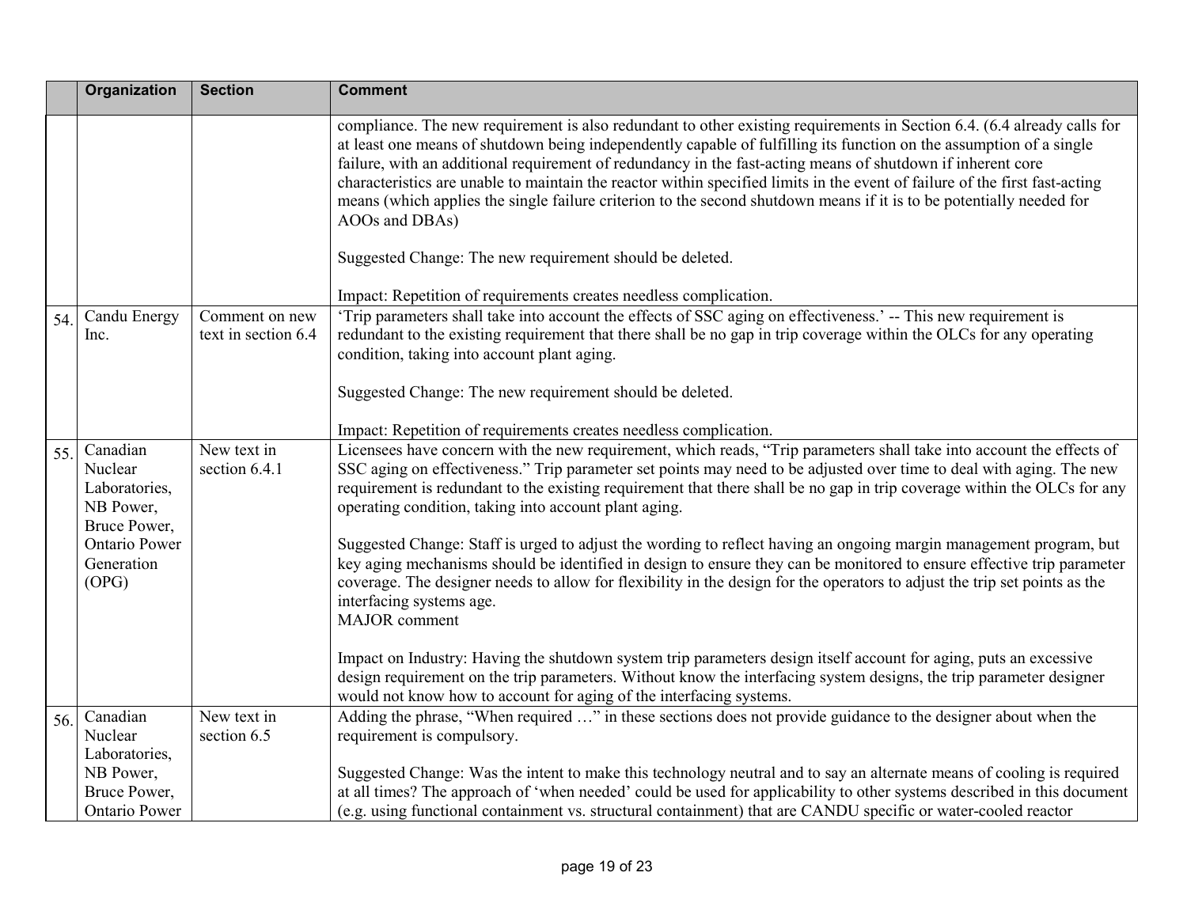| | Organization | Section | Comment |
|---|---|---|---|
| | | | compliance. The new requirement is also redundant to other existing requirements in Section 6.4. (6.4 already calls for at least one means of shutdown being independently capable of fulfilling its function on the assumption of a single failure, with an additional requirement of redundancy in the fast-acting means of shutdown if inherent core characteristics are unable to maintain the reactor within specified limits in the event of failure of the first fast-acting means (which applies the single failure criterion to the second shutdown means if it is to be potentially needed for AOOs and DBAs)<br><br>Suggested Change: The new requirement should be deleted.<br><br>Impact: Repetition of requirements creates needless complication. |
| 54. | Candu Energy Inc. | Comment on new text in section 6.4 | 'Trip parameters shall take into account the effects of SSC aging on effectiveness.' -- This new requirement is redundant to the existing requirement that there shall be no gap in trip coverage within the OLCs for any operating condition, taking into account plant aging.<br><br>Suggested Change: The new requirement should be deleted.<br><br>Impact: Repetition of requirements creates needless complication. |
| 55. | Canadian Nuclear Laboratories, NB Power, Bruce Power, Ontario Power Generation (OPG) | New text in section 6.4.1 | Licensees have concern with the new requirement, which reads, "Trip parameters shall take into account the effects of SSC aging on effectiveness." Trip parameter set points may need to be adjusted over time to deal with aging. The new requirement is redundant to the existing requirement that there shall be no gap in trip coverage within the OLCs for any operating condition, taking into account plant aging.<br><br>Suggested Change: Staff is urged to adjust the wording to reflect having an ongoing margin management program, but key aging mechanisms should be identified in design to ensure they can be monitored to ensure effective trip parameter coverage. The designer needs to allow for flexibility in the design for the operators to adjust the trip set points as the interfacing systems age.<br>MAJOR comment<br><br>Impact on Industry: Having the shutdown system trip parameters design itself account for aging, puts an excessive design requirement on the trip parameters. Without know the interfacing system designs, the trip parameter designer would not know how to account for aging of the interfacing systems. |
| 56. | Canadian Nuclear Laboratories, NB Power, Bruce Power, Ontario Power | New text in section 6.5 | Adding the phrase, "When required …" in these sections does not provide guidance to the designer about when the requirement is compulsory.<br><br>Suggested Change: Was the intent to make this technology neutral and to say an alternate means of cooling is required at all times? The approach of 'when needed' could be used for applicability to other systems described in this document (e.g. using functional containment vs. structural containment) that are CANDU specific or water-cooled reactor |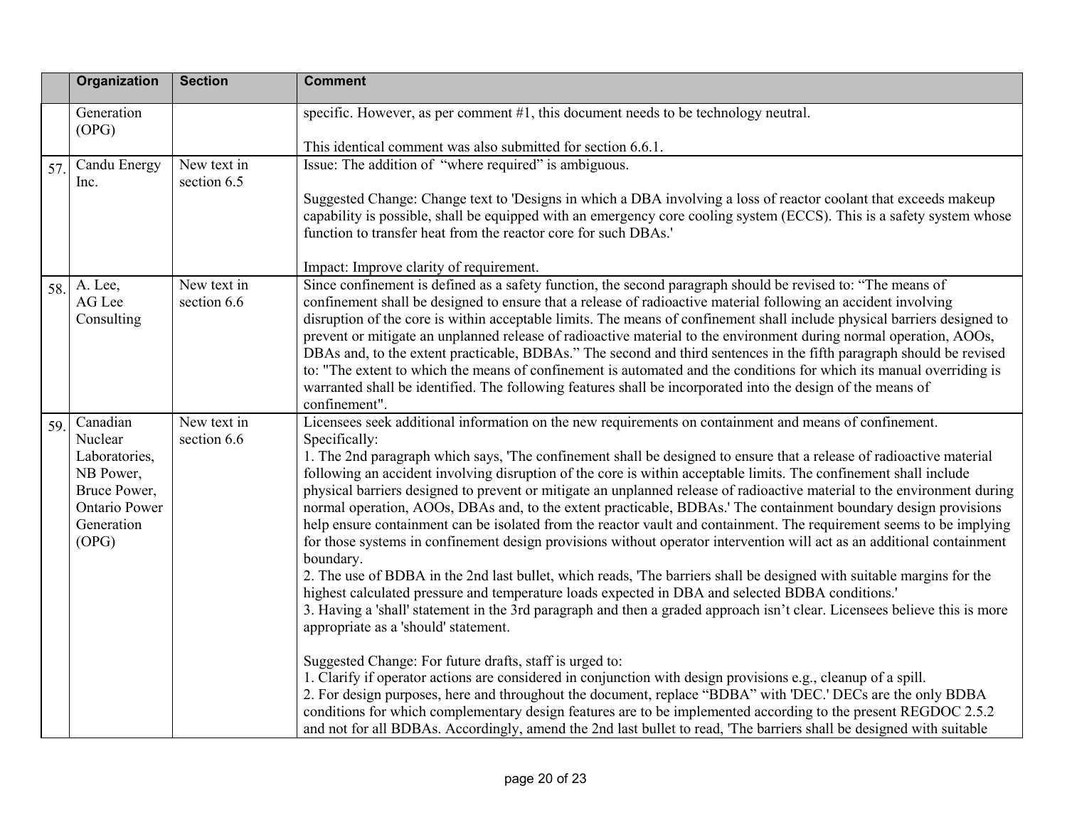| | Organization | Section | Comment |
|---|---|---|---|
| | Generation (OPG) | | specific. However, as per comment #1, this document needs to be technology neutral.<br><br>This identical comment was also submitted for section 6.6.1. |
| 57. | Candu Energy Inc. | New text in section 6.5 | Issue: The addition of "where required" is ambiguous.<br><br>Suggested Change: Change text to 'Designs in which a DBA involving a loss of reactor coolant that exceeds makeup capability is possible, shall be equipped with an emergency core cooling system (ECCS). This is a safety system whose function to transfer heat from the reactor core for such DBAs.'<br><br>Impact: Improve clarity of requirement. |
| 58. | A. Lee, AG Lee Consulting | New text in section 6.6 | Since confinement is defined as a safety function, the second paragraph should be revised to: "The means of confinement shall be designed to ensure that a release of radioactive material following an accident involving disruption of the core is within acceptable limits. The means of confinement shall include physical barriers designed to prevent or mitigate an unplanned release of radioactive material to the environment during normal operation, AOOs, DBAs and, to the extent practicable, BDBAs." The second and third sentences in the fifth paragraph should be revised to: "The extent to which the means of confinement is automated and the conditions for which its manual overriding is warranted shall be identified. The following features shall be incorporated into the design of the means of confinement". |
| 59. | Canadian Nuclear Laboratories, NB Power, Bruce Power, Ontario Power Generation (OPG) | New text in section 6.6 | Licensees seek additional information on the new requirements on containment and means of confinement. Specifically:<br>1. The 2nd paragraph which says, 'The confinement shall be designed to ensure that a release of radioactive material following an accident involving disruption of the core is within acceptable limits. The confinement shall include physical barriers designed to prevent or mitigate an unplanned release of radioactive material to the environment during normal operation, AOOs, DBAs and, to the extent practicable, BDBAs.' The containment boundary design provisions help ensure containment can be isolated from the reactor vault and containment. The requirement seems to be implying for those systems in confinement design provisions without operator intervention will act as an additional containment boundary.<br>2. The use of BDBA in the 2nd last bullet, which reads, 'The barriers shall be designed with suitable margins for the highest calculated pressure and temperature loads expected in DBA and selected BDBA conditions.'<br>3. Having a 'shall' statement in the 3rd paragraph and then a graded approach isn't clear. Licensees believe this is more appropriate as a 'should' statement.<br><br>Suggested Change: For future drafts, staff is urged to:<br>1. Clarify if operator actions are considered in conjunction with design provisions e.g., cleanup of a spill.<br>2. For design purposes, here and throughout the document, replace "BDBA" with 'DEC.' DECs are the only BDBA conditions for which complementary design features are to be implemented according to the present REGDOC 2.5.2 and not for all BDBAs. Accordingly, amend the 2nd last bullet to read, 'The barriers shall be designed with suitable |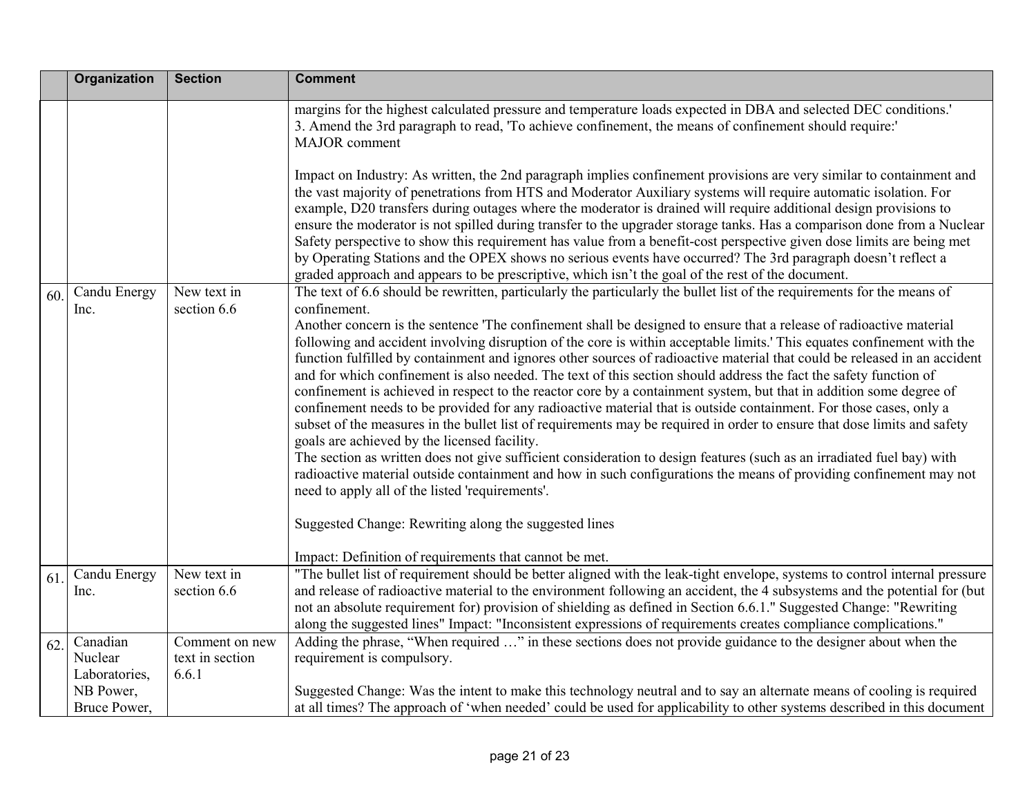| | Organization | Section | Comment |
|---|---|---|---|
| | | | margins for the highest calculated pressure and temperature loads expected in DBA and selected DEC conditions.'<br>3. Amend the 3rd paragraph to read, 'To achieve confinement, the means of confinement should require:'<br>MAJOR comment<br><br>Impact on Industry: As written, the 2nd paragraph implies confinement provisions are very similar to containment and the vast majority of penetrations from HTS and Moderator Auxiliary systems will require automatic isolation. For example, D20 transfers during outages where the moderator is drained will require additional design provisions to ensure the moderator is not spilled during transfer to the upgrader storage tanks. Has a comparison done from a Nuclear Safety perspective to show this requirement has value from a benefit-cost perspective given dose limits are being met by Operating Stations and the OPEX shows no serious events have occurred? The 3rd paragraph doesn't reflect a graded approach and appears to be prescriptive, which isn't the goal of the rest of the document. |
| 60. | Candu Energy Inc. | New text in section 6.6 | The text of 6.6 should be rewritten, particularly the particularly the bullet list of the requirements for the means of confinement.<br>Another concern is the sentence 'The confinement shall be designed to ensure that a release of radioactive material following and accident involving disruption of the core is within acceptable limits.' This equates confinement with the function fulfilled by containment and ignores other sources of radioactive material that could be released in an accident and for which confinement is also needed. The text of this section should address the fact the safety function of confinement is achieved in respect to the reactor core by a containment system, but that in addition some degree of confinement needs to be provided for any radioactive material that is outside containment. For those cases, only a subset of the measures in the bullet list of requirements may be required in order to ensure that dose limits and safety goals are achieved by the licensed facility.<br>The section as written does not give sufficient consideration to design features (such as an irradiated fuel bay) with radioactive material outside containment and how in such configurations the means of providing confinement may not need to apply all of the listed 'requirements'.<br><br>Suggested Change: Rewriting along the suggested lines<br><br>Impact: Definition of requirements that cannot be met. |
| 61. | Candu Energy Inc. | New text in section 6.6 | "The bullet list of requirement should be better aligned with the leak-tight envelope, systems to control internal pressure and release of radioactive material to the environment following an accident, the 4 subsystems and the potential for (but not an absolute requirement for) provision of shielding as defined in Section 6.6.1." Suggested Change: "Rewriting along the suggested lines" Impact: "Inconsistent expressions of requirements creates compliance complications." |
| 62. | Canadian Nuclear Laboratories, NB Power, Bruce Power, | Comment on new text in section 6.6.1 | Adding the phrase, "When required …" in these sections does not provide guidance to the designer about when the requirement is compulsory.<br><br>Suggested Change: Was the intent to make this technology neutral and to say an alternate means of cooling is required at all times? The approach of 'when needed' could be used for applicability to other systems described in this document |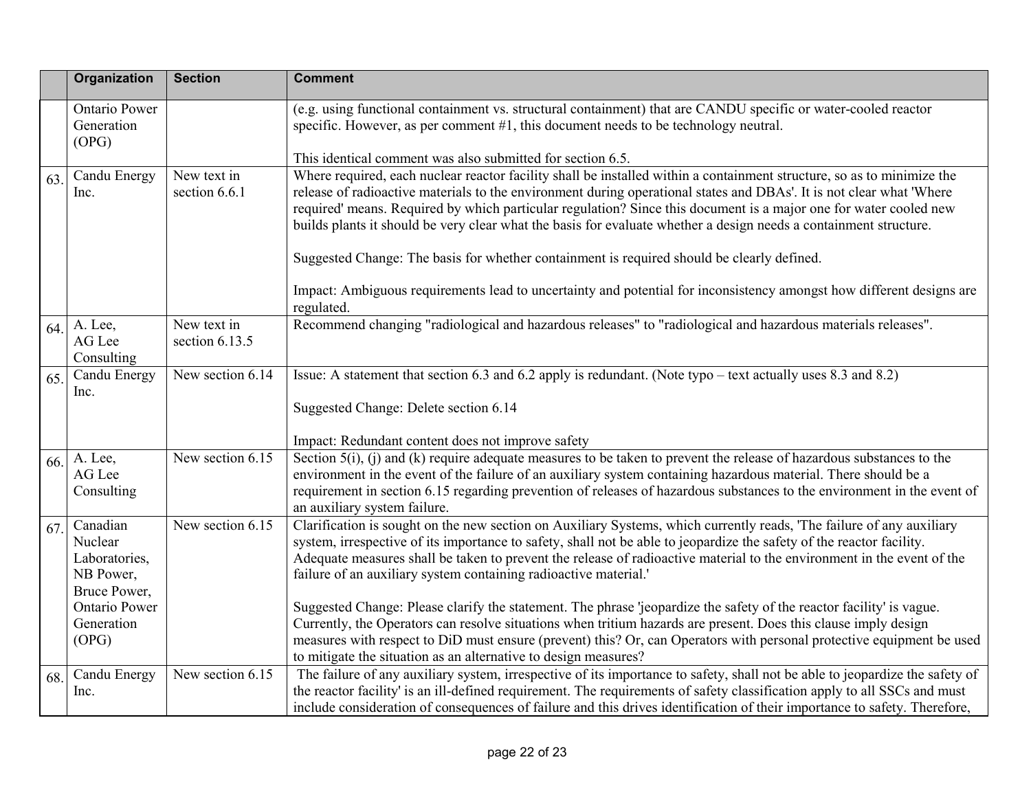| | Organization | Section | Comment |
|---|---|---|---|
| | Ontario Power Generation (OPG) | | (e.g. using functional containment vs. structural containment) that are CANDU specific or water-cooled reactor specific. However, as per comment #1, this document needs to be technology neutral.<br><br>This identical comment was also submitted for section 6.5. |
| 63. | Candu Energy Inc. | New text in section 6.6.1 | Where required, each nuclear reactor facility shall be installed within a containment structure, so as to minimize the release of radioactive materials to the environment during operational states and DBAs'. It is not clear what 'Where required' means. Required by which particular regulation? Since this document is a major one for water cooled new builds plants it should be very clear what the basis for evaluate whether a design needs a containment structure.<br><br>Suggested Change: The basis for whether containment is required should be clearly defined.<br><br>Impact: Ambiguous requirements lead to uncertainty and potential for inconsistency amongst how different designs are regulated. |
| 64. | A. Lee, AG Lee Consulting | New text in section 6.13.5 | Recommend changing "radiological and hazardous releases" to "radiological and hazardous materials releases". |
| 65. | Candu Energy Inc. | New section 6.14 | Issue: A statement that section 6.3 and 6.2 apply is redundant. (Note typo – text actually uses 8.3 and 8.2)<br><br>Suggested Change: Delete section 6.14<br><br>Impact: Redundant content does not improve safety |
| 66. | A. Lee, AG Lee Consulting | New section 6.15 | Section 5(i), (j) and (k) require adequate measures to be taken to prevent the release of hazardous substances to the environment in the event of the failure of an auxiliary system containing hazardous material. There should be a requirement in section 6.15 regarding prevention of releases of hazardous substances to the environment in the event of an auxiliary system failure. |
| 67. | Canadian Nuclear Laboratories, NB Power, Bruce Power, Ontario Power Generation (OPG) | New section 6.15 | Clarification is sought on the new section on Auxiliary Systems, which currently reads, 'The failure of any auxiliary system, irrespective of its importance to safety, shall not be able to jeopardize the safety of the reactor facility. Adequate measures shall be taken to prevent the release of radioactive material to the environment in the event of the failure of an auxiliary system containing radioactive material.'<br><br>Suggested Change: Please clarify the statement. The phrase 'jeopardize the safety of the reactor facility' is vague. Currently, the Operators can resolve situations when tritium hazards are present. Does this clause imply design measures with respect to DiD must ensure (prevent) this? Or, can Operators with personal protective equipment be used to mitigate the situation as an alternative to design measures? |
| 68. | Candu Energy Inc. | New section 6.15 | The failure of any auxiliary system, irrespective of its importance to safety, shall not be able to jeopardize the safety of the reactor facility' is an ill-defined requirement. The requirements of safety classification apply to all SSCs and must include consideration of consequences of failure and this drives identification of their importance to safety. Therefore, |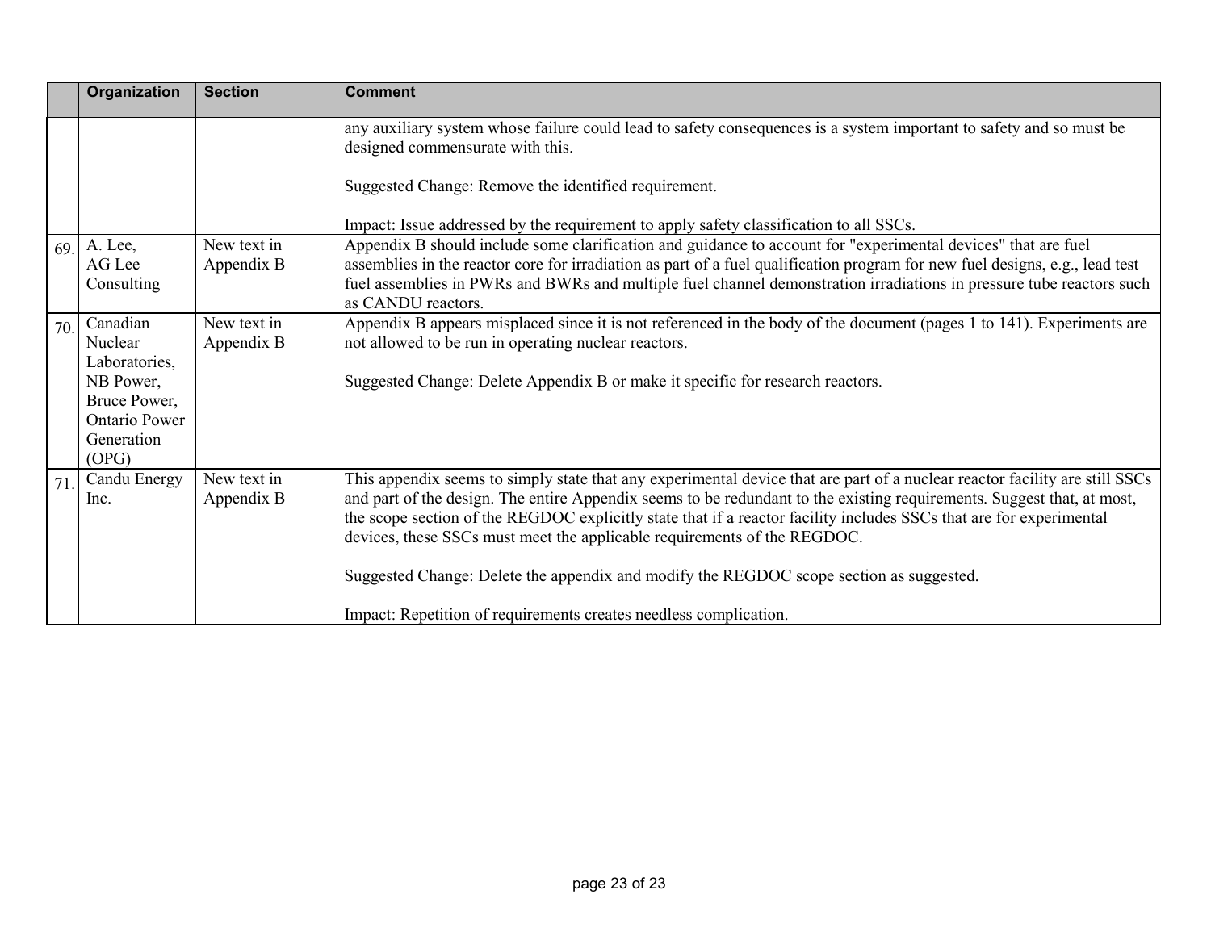| | Organization | Section | Comment |
|---|---|---|---|
| | | | any auxiliary system whose failure could lead to safety consequences is a system important to safety and so must be designed commensurate with this.<br><br>Suggested Change: Remove the identified requirement.<br><br>Impact: Issue addressed by the requirement to apply safety classification to all SSCs. |
| 69. | A. Lee, AG Lee Consulting | New text in Appendix B | Appendix B should include some clarification and guidance to account for "experimental devices" that are fuel assemblies in the reactor core for irradiation as part of a fuel qualification program for new fuel designs, e.g., lead test fuel assemblies in PWRs and BWRs and multiple fuel channel demonstration irradiations in pressure tube reactors such as CANDU reactors. |
| 70. | Canadian Nuclear Laboratories, NB Power, Bruce Power, Ontario Power Generation (OPG) | New text in Appendix B | Appendix B appears misplaced since it is not referenced in the body of the document (pages 1 to 141). Experiments are not allowed to be run in operating nuclear reactors.<br><br>Suggested Change: Delete Appendix B or make it specific for research reactors. |
| 71. | Candu Energy Inc. | New text in Appendix B | This appendix seems to simply state that any experimental device that are part of a nuclear reactor facility are still SSCs and part of the design. The entire Appendix seems to be redundant to the existing requirements. Suggest that, at most, the scope section of the REGDOC explicitly state that if a reactor facility includes SSCs that are for experimental devices, these SSCs must meet the applicable requirements of the REGDOC.<br><br>Suggested Change: Delete the appendix and modify the REGDOC scope section as suggested.<br><br>Impact: Repetition of requirements creates needless complication. |